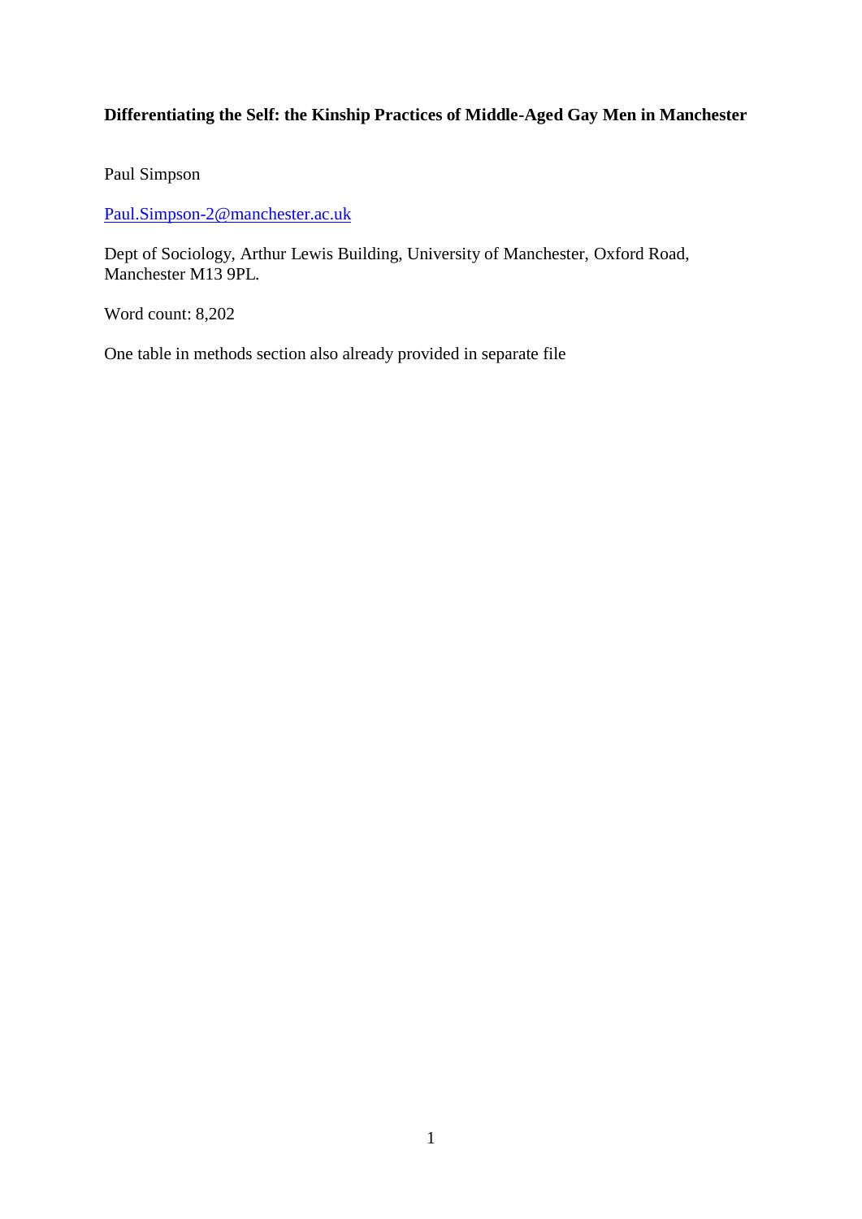**Differentiating the Self: the Kinship Practices of Middle-Aged Gay Men in Manchester**

Paul Simpson

Paul.Simpson-2@manchester.ac.uk

Dept of Sociology, Arthur Lewis Building, University of Manchester, Oxford Road, Manchester M13 9PL.

Word count: 8,202

One table in methods section also already provided in separate file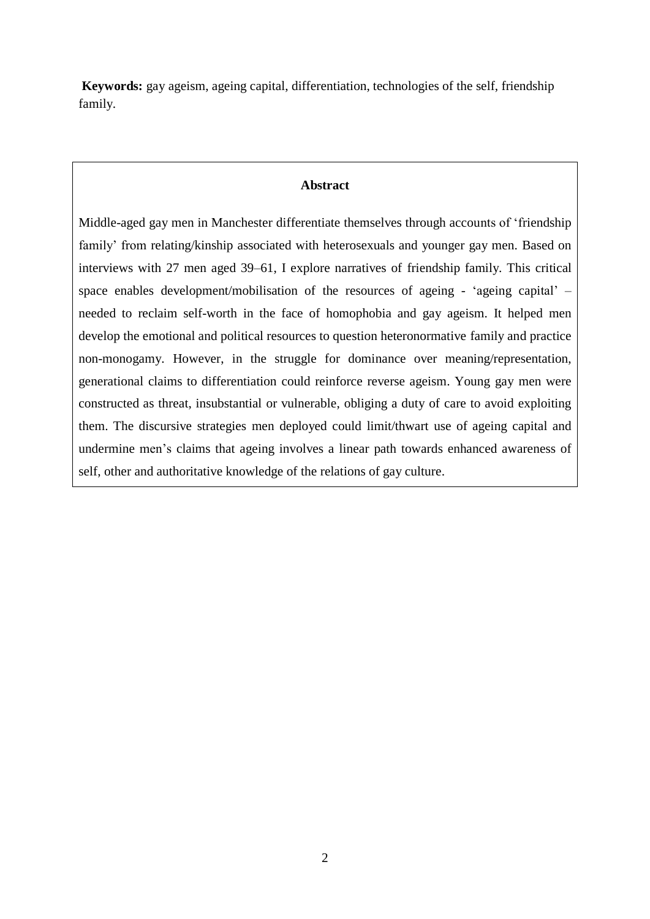**Keywords:** gay ageism, ageing capital, differentiation, technologies of the self, friendship family.

**Abstract**

Middle-aged gay men in Manchester differentiate themselves through accounts of 'friendship family' from relating/kinship associated with heterosexuals and younger gay men. Based on interviews with 27 men aged 39–61, I explore narratives of friendship family. This critical space enables development/mobilisation of the resources of ageing - 'ageing capital' – needed to reclaim self-worth in the face of homophobia and gay ageism. It helped men develop the emotional and political resources to question heteronormative family and practice non-monogamy. However, in the struggle for dominance over meaning/representation, generational claims to differentiation could reinforce reverse ageism. Young gay men were constructed as threat, insubstantial or vulnerable, obliging a duty of care to avoid exploiting them. The discursive strategies men deployed could limit/thwart use of ageing capital and undermine men's claims that ageing involves a linear path towards enhanced awareness of self, other and authoritative knowledge of the relations of gay culture.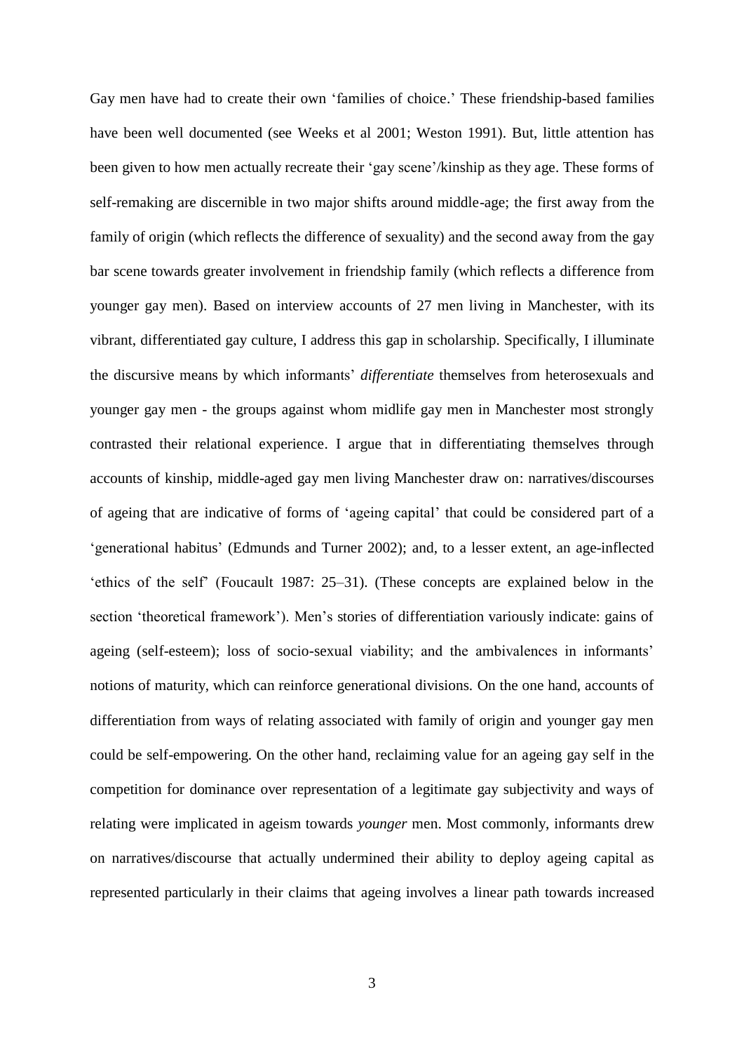Gay men have had to create their own 'families of choice.' These friendship-based families have been well documented (see Weeks et al 2001; Weston 1991). But, little attention has been given to how men actually recreate their 'gay scene'/kinship as they age. These forms of self-remaking are discernible in two major shifts around middle-age; the first away from the family of origin (which reflects the difference of sexuality) and the second away from the gay bar scene towards greater involvement in friendship family (which reflects a difference from younger gay men). Based on interview accounts of 27 men living in Manchester, with its vibrant, differentiated gay culture, I address this gap in scholarship. Specifically, I illuminate the discursive means by which informants' *differentiate* themselves from heterosexuals and younger gay men - the groups against whom midlife gay men in Manchester most strongly contrasted their relational experience. I argue that in differentiating themselves through accounts of kinship, middle-aged gay men living Manchester draw on: narratives/discourses of ageing that are indicative of forms of 'ageing capital' that could be considered part of a 'generational habitus' (Edmunds and Turner 2002); and, to a lesser extent, an age-inflected 'ethics of the self' (Foucault 1987: 25–31). (These concepts are explained below in the section 'theoretical framework'). Men's stories of differentiation variously indicate: gains of ageing (self-esteem); loss of socio-sexual viability; and the ambivalences in informants' notions of maturity, which can reinforce generational divisions. On the one hand, accounts of differentiation from ways of relating associated with family of origin and younger gay men could be self-empowering. On the other hand, reclaiming value for an ageing gay self in the competition for dominance over representation of a legitimate gay subjectivity and ways of relating were implicated in ageism towards *younger* men. Most commonly, informants drew on narratives/discourse that actually undermined their ability to deploy ageing capital as represented particularly in their claims that ageing involves a linear path towards increased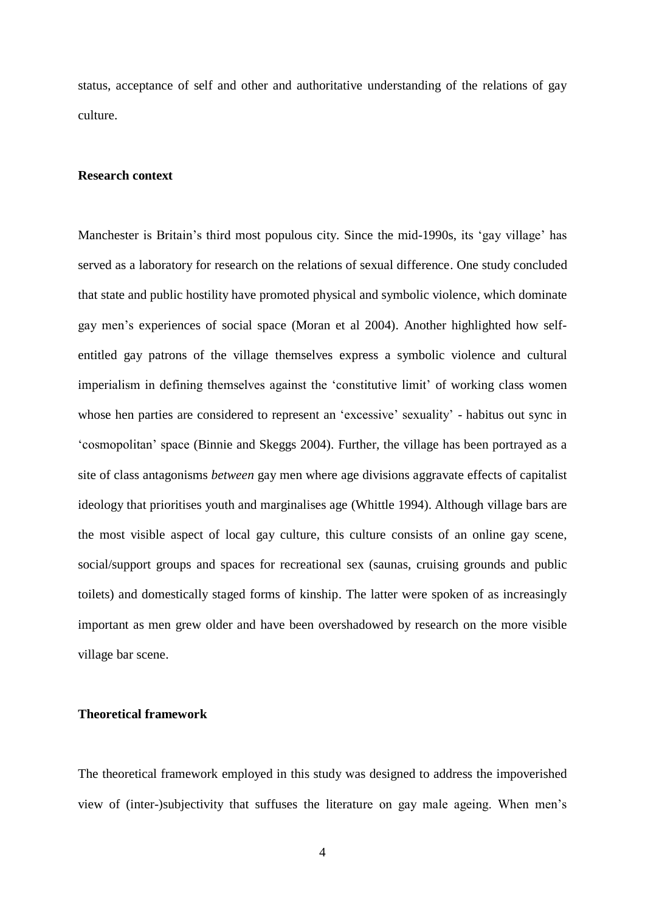status, acceptance of self and other and authoritative understanding of the relations of gay culture.

## Research context

Manchester is Britain's third most populous city. Since the mid-1990s, its 'gay village' has served as a laboratory for research on the relations of sexual difference. One study concluded that state and public hostility have promoted physical and symbolic violence, which dominate gay men's experiences of social space (Moran et al 2004). Another highlighted how self-entitled gay patrons of the village themselves express a symbolic violence and cultural imperialism in defining themselves against the 'constitutive limit' of working class women whose hen parties are considered to represent an 'excessive' sexuality' - habitus out sync in 'cosmopolitan' space (Binnie and Skeggs 2004). Further, the village has been portrayed as a site of class antagonisms *between* gay men where age divisions aggravate effects of capitalist ideology that prioritises youth and marginalises age (Whittle 1994). Although village bars are the most visible aspect of local gay culture, this culture consists of an online gay scene, social/support groups and spaces for recreational sex (saunas, cruising grounds and public toilets) and domestically staged forms of kinship. The latter were spoken of as increasingly important as men grew older and have been overshadowed by research on the more visible village bar scene.

## Theoretical framework

The theoretical framework employed in this study was designed to address the impoverished view of (inter-)subjectivity that suffuses the literature on gay male ageing. When men's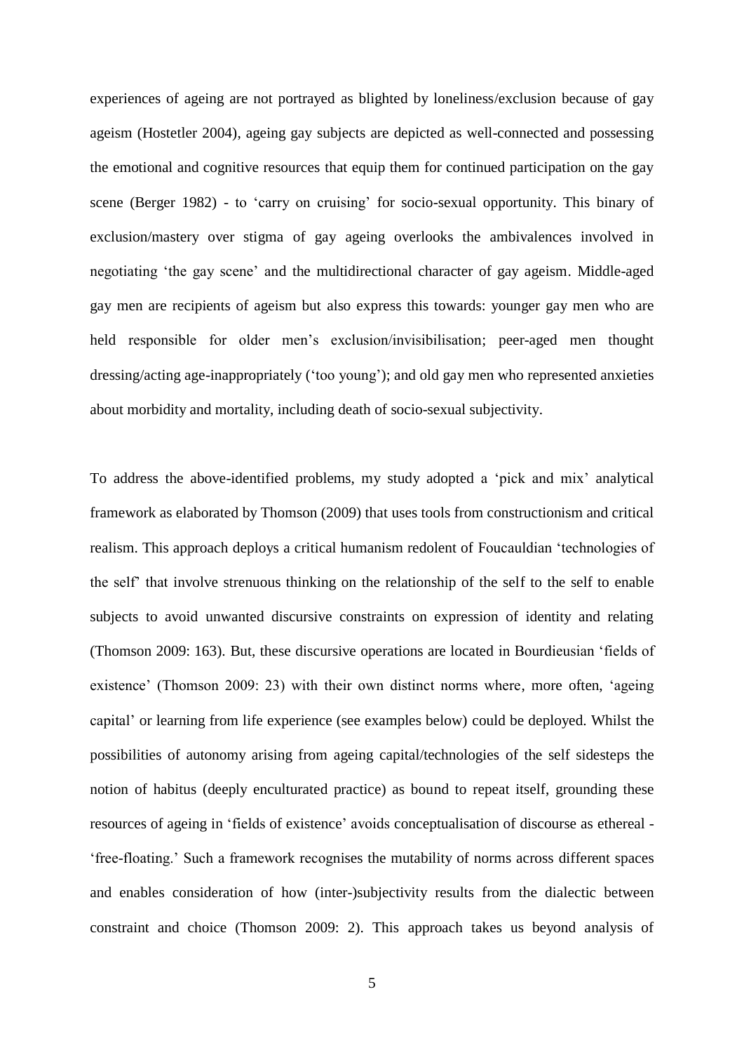experiences of ageing are not portrayed as blighted by loneliness/exclusion because of gay ageism (Hostetler 2004), ageing gay subjects are depicted as well-connected and possessing the emotional and cognitive resources that equip them for continued participation on the gay scene (Berger 1982) - to 'carry on cruising' for socio-sexual opportunity. This binary of exclusion/mastery over stigma of gay ageing overlooks the ambivalences involved in negotiating 'the gay scene' and the multidirectional character of gay ageism. Middle-aged gay men are recipients of ageism but also express this towards: younger gay men who are held responsible for older men's exclusion/invisibilisation; peer-aged men thought dressing/acting age-inappropriately ('too young'); and old gay men who represented anxieties about morbidity and mortality, including death of socio-sexual subjectivity.

To address the above-identified problems, my study adopted a 'pick and mix' analytical framework as elaborated by Thomson (2009) that uses tools from constructionism and critical realism. This approach deploys a critical humanism redolent of Foucauldian 'technologies of the self' that involve strenuous thinking on the relationship of the self to the self to enable subjects to avoid unwanted discursive constraints on expression of identity and relating (Thomson 2009: 163). But, these discursive operations are located in Bourdieusian 'fields of existence' (Thomson 2009: 23) with their own distinct norms where, more often, 'ageing capital' or learning from life experience (see examples below) could be deployed. Whilst the possibilities of autonomy arising from ageing capital/technologies of the self sidesteps the notion of habitus (deeply enculturated practice) as bound to repeat itself, grounding these resources of ageing in 'fields of existence' avoids conceptualisation of discourse as ethereal - 'free-floating.' Such a framework recognises the mutability of norms across different spaces and enables consideration of how (inter-)subjectivity results from the dialectic between constraint and choice (Thomson 2009: 2). This approach takes us beyond analysis of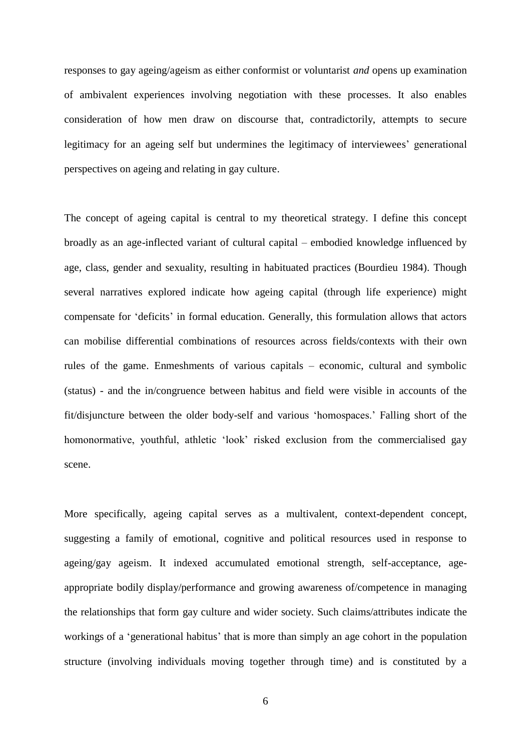responses to gay ageing/ageism as either conformist or voluntarist *and* opens up examination of ambivalent experiences involving negotiation with these processes. It also enables consideration of how men draw on discourse that, contradictorily, attempts to secure legitimacy for an ageing self but undermines the legitimacy of interviewees' generational perspectives on ageing and relating in gay culture.

The concept of ageing capital is central to my theoretical strategy. I define this concept broadly as an age-inflected variant of cultural capital – embodied knowledge influenced by age, class, gender and sexuality, resulting in habituated practices (Bourdieu 1984). Though several narratives explored indicate how ageing capital (through life experience) might compensate for 'deficits' in formal education. Generally, this formulation allows that actors can mobilise differential combinations of resources across fields/contexts with their own rules of the game. Enmeshments of various capitals – economic, cultural and symbolic (status) - and the in/congruence between habitus and field were visible in accounts of the fit/disjuncture between the older body-self and various 'homospaces.' Falling short of the homonormative, youthful, athletic 'look' risked exclusion from the commercialised gay scene.

More specifically, ageing capital serves as a multivalent, context-dependent concept, suggesting a family of emotional, cognitive and political resources used in response to ageing/gay ageism. It indexed accumulated emotional strength, self-acceptance, age-appropriate bodily display/performance and growing awareness of/competence in managing the relationships that form gay culture and wider society. Such claims/attributes indicate the workings of a 'generational habitus' that is more than simply an age cohort in the population structure (involving individuals moving together through time) and is constituted by a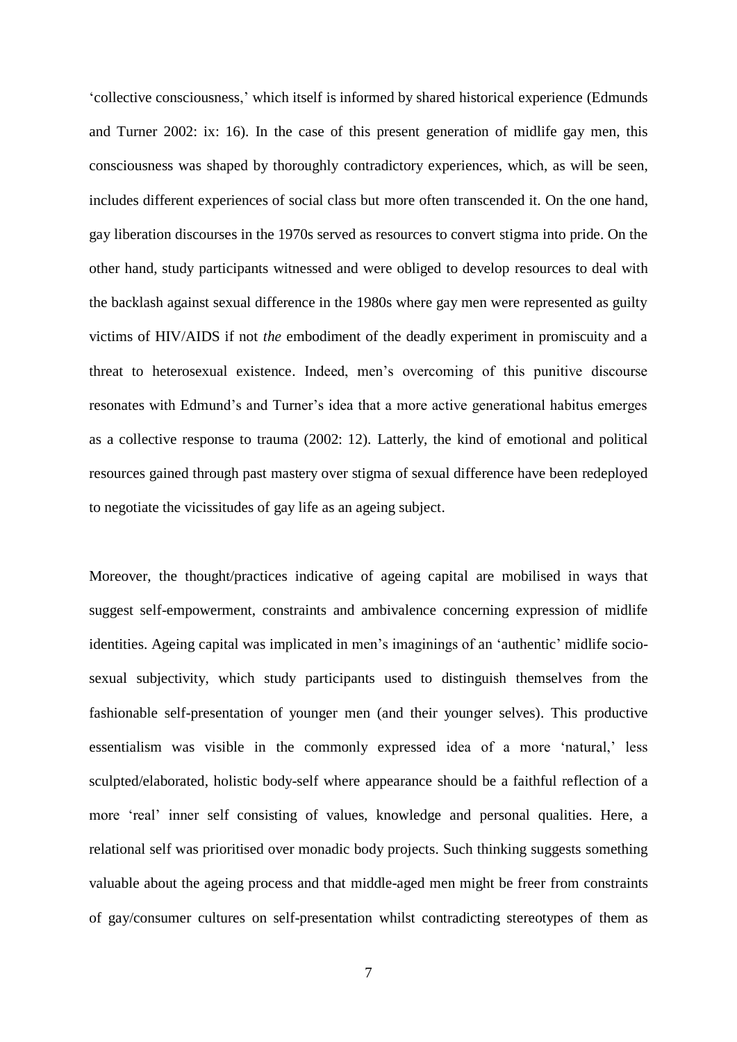'collective consciousness,' which itself is informed by shared historical experience (Edmunds and Turner 2002: ix: 16). In the case of this present generation of midlife gay men, this consciousness was shaped by thoroughly contradictory experiences, which, as will be seen, includes different experiences of social class but more often transcended it. On the one hand, gay liberation discourses in the 1970s served as resources to convert stigma into pride. On the other hand, study participants witnessed and were obliged to develop resources to deal with the backlash against sexual difference in the 1980s where gay men were represented as guilty victims of HIV/AIDS if not *the* embodiment of the deadly experiment in promiscuity and a threat to heterosexual existence. Indeed, men's overcoming of this punitive discourse resonates with Edmund's and Turner's idea that a more active generational habitus emerges as a collective response to trauma (2002: 12). Latterly, the kind of emotional and political resources gained through past mastery over stigma of sexual difference have been redeployed to negotiate the vicissitudes of gay life as an ageing subject.

Moreover, the thought/practices indicative of ageing capital are mobilised in ways that suggest self-empowerment, constraints and ambivalence concerning expression of midlife identities. Ageing capital was implicated in men's imaginings of an 'authentic' midlife socio-sexual subjectivity, which study participants used to distinguish themselves from the fashionable self-presentation of younger men (and their younger selves). This productive essentialism was visible in the commonly expressed idea of a more 'natural,' less sculpted/elaborated, holistic body-self where appearance should be a faithful reflection of a more 'real' inner self consisting of values, knowledge and personal qualities. Here, a relational self was prioritised over monadic body projects. Such thinking suggests something valuable about the ageing process and that middle-aged men might be freer from constraints of gay/consumer cultures on self-presentation whilst contradicting stereotypes of them as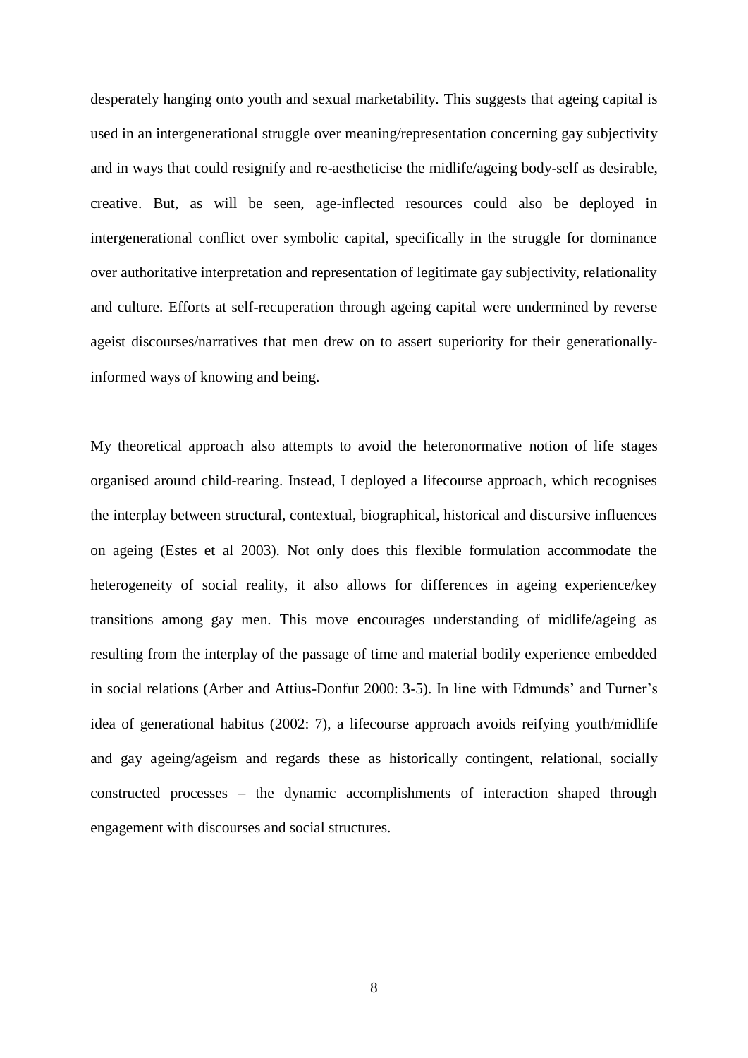desperately hanging onto youth and sexual marketability. This suggests that ageing capital is used in an intergenerational struggle over meaning/representation concerning gay subjectivity and in ways that could resignify and re-aestheticise the midlife/ageing body-self as desirable, creative. But, as will be seen, age-inflected resources could also be deployed in intergenerational conflict over symbolic capital, specifically in the struggle for dominance over authoritative interpretation and representation of legitimate gay subjectivity, relationality and culture. Efforts at self-recuperation through ageing capital were undermined by reverse ageist discourses/narratives that men drew on to assert superiority for their generationally-informed ways of knowing and being.

My theoretical approach also attempts to avoid the heteronormative notion of life stages organised around child-rearing. Instead, I deployed a lifecourse approach, which recognises the interplay between structural, contextual, biographical, historical and discursive influences on ageing (Estes et al 2003). Not only does this flexible formulation accommodate the heterogeneity of social reality, it also allows for differences in ageing experience/key transitions among gay men. This move encourages understanding of midlife/ageing as resulting from the interplay of the passage of time and material bodily experience embedded in social relations (Arber and Attius-Donfut 2000: 3-5). In line with Edmunds' and Turner's idea of generational habitus (2002: 7), a lifecourse approach avoids reifying youth/midlife and gay ageing/ageism and regards these as historically contingent, relational, socially constructed processes – the dynamic accomplishments of interaction shaped through engagement with discourses and social structures.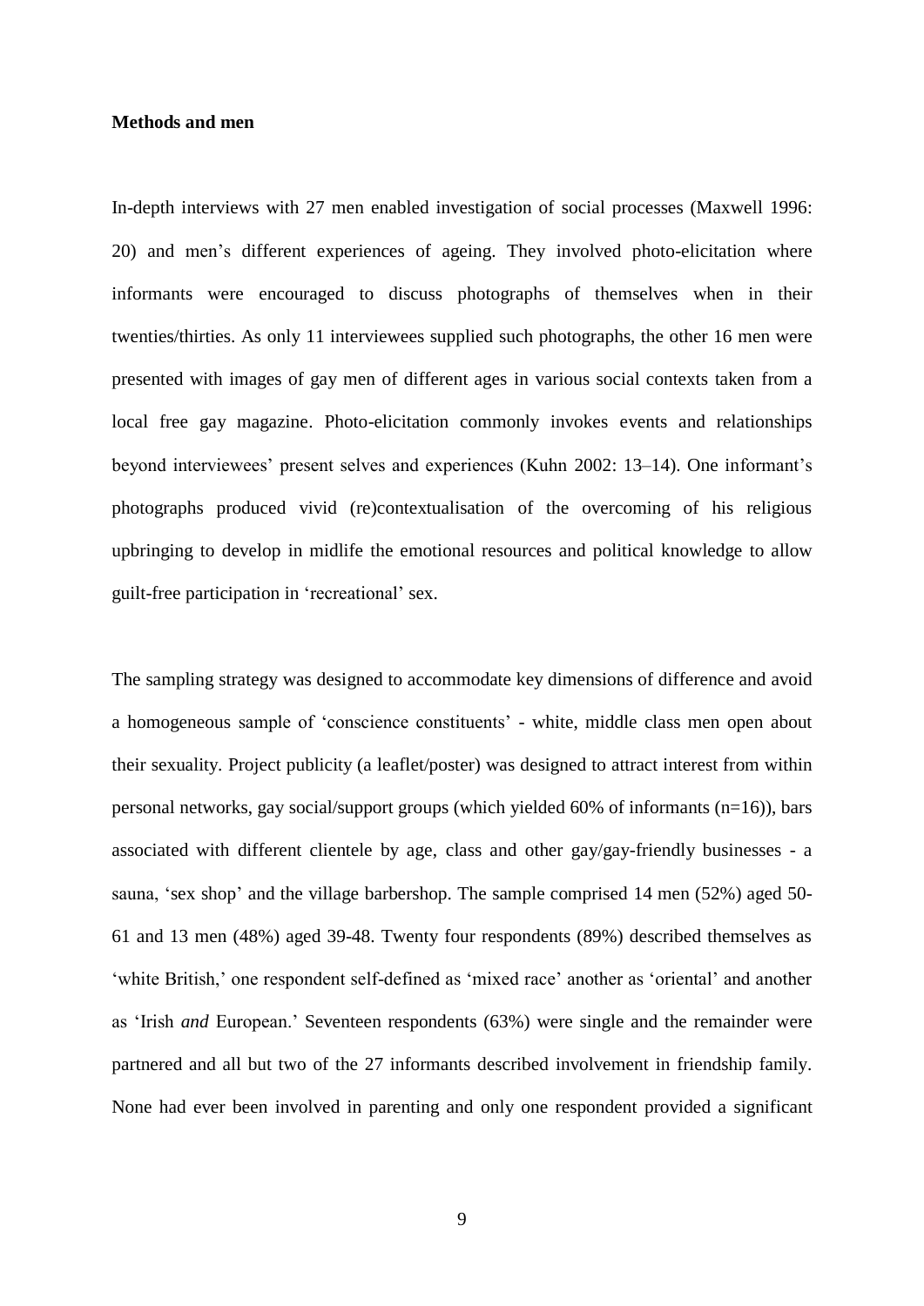**Methods and men**

In-depth interviews with 27 men enabled investigation of social processes (Maxwell 1996: 20) and men's different experiences of ageing. They involved photo-elicitation where informants were encouraged to discuss photographs of themselves when in their twenties/thirties. As only 11 interviewees supplied such photographs, the other 16 men were presented with images of gay men of different ages in various social contexts taken from a local free gay magazine. Photo-elicitation commonly invokes events and relationships beyond interviewees' present selves and experiences (Kuhn 2002: 13–14). One informant's photographs produced vivid (re)contextualisation of the overcoming of his religious upbringing to develop in midlife the emotional resources and political knowledge to allow guilt-free participation in 'recreational' sex.

The sampling strategy was designed to accommodate key dimensions of difference and avoid a homogeneous sample of 'conscience constituents' - white, middle class men open about their sexuality. Project publicity (a leaflet/poster) was designed to attract interest from within personal networks, gay social/support groups (which yielded 60% of informants (n=16)), bars associated with different clientele by age, class and other gay/gay-friendly businesses - a sauna, 'sex shop' and the village barbershop. The sample comprised 14 men (52%) aged 50-61 and 13 men (48%) aged 39-48. Twenty four respondents (89%) described themselves as 'white British,' one respondent self-defined as 'mixed race' another as 'oriental' and another as 'Irish *and* European.' Seventeen respondents (63%) were single and the remainder were partnered and all but two of the 27 informants described involvement in friendship family. None had ever been involved in parenting and only one respondent provided a significant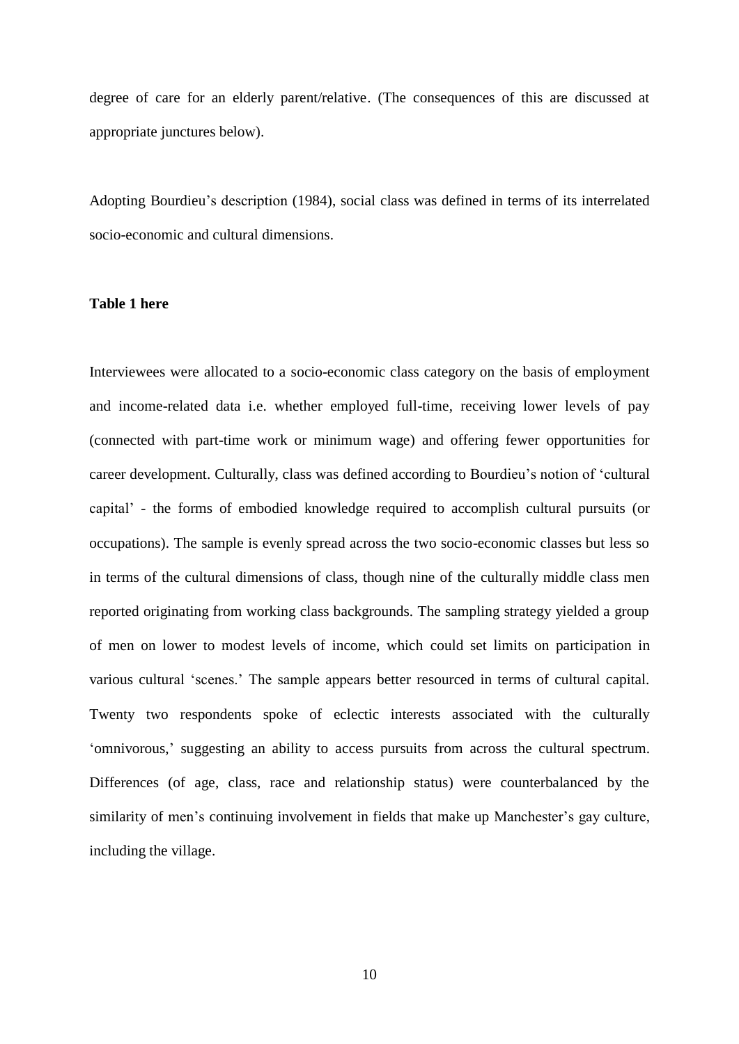degree of care for an elderly parent/relative. (The consequences of this are discussed at appropriate junctures below).

Adopting Bourdieu's description (1984), social class was defined in terms of its interrelated socio-economic and cultural dimensions.

**Table 1 here**

Interviewees were allocated to a socio-economic class category on the basis of employment and income-related data i.e. whether employed full-time, receiving lower levels of pay (connected with part-time work or minimum wage) and offering fewer opportunities for career development. Culturally, class was defined according to Bourdieu's notion of 'cultural capital' - the forms of embodied knowledge required to accomplish cultural pursuits (or occupations). The sample is evenly spread across the two socio-economic classes but less so in terms of the cultural dimensions of class, though nine of the culturally middle class men reported originating from working class backgrounds. The sampling strategy yielded a group of men on lower to modest levels of income, which could set limits on participation in various cultural 'scenes.' The sample appears better resourced in terms of cultural capital. Twenty two respondents spoke of eclectic interests associated with the culturally 'omnivorous,' suggesting an ability to access pursuits from across the cultural spectrum. Differences (of age, class, race and relationship status) were counterbalanced by the similarity of men's continuing involvement in fields that make up Manchester's gay culture, including the village.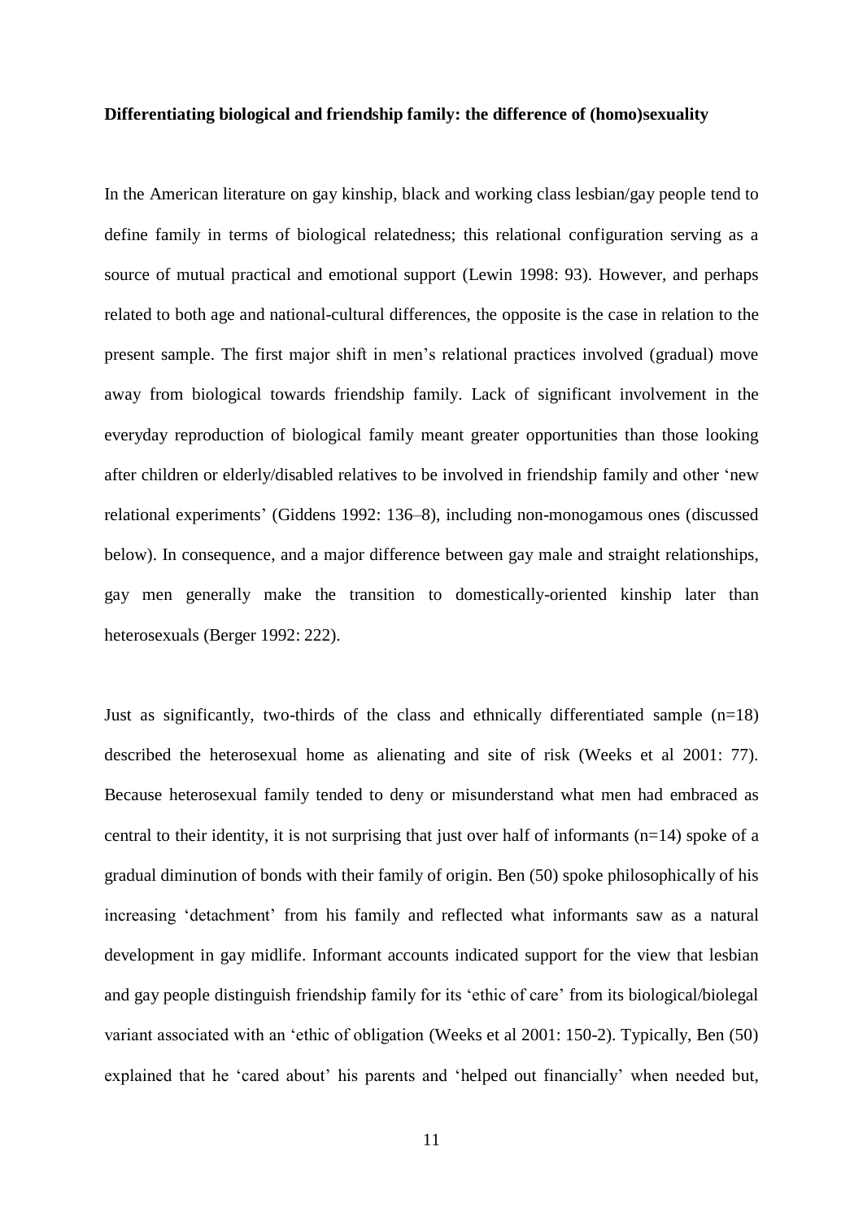**Differentiating biological and friendship family: the difference of (homo)sexuality**

In the American literature on gay kinship, black and working class lesbian/gay people tend to define family in terms of biological relatedness; this relational configuration serving as a source of mutual practical and emotional support (Lewin 1998: 93). However, and perhaps related to both age and national-cultural differences, the opposite is the case in relation to the present sample. The first major shift in men's relational practices involved (gradual) move away from biological towards friendship family. Lack of significant involvement in the everyday reproduction of biological family meant greater opportunities than those looking after children or elderly/disabled relatives to be involved in friendship family and other 'new relational experiments' (Giddens 1992: 136–8), including non-monogamous ones (discussed below). In consequence, and a major difference between gay male and straight relationships, gay men generally make the transition to domestically-oriented kinship later than heterosexuals (Berger 1992: 222).

Just as significantly, two-thirds of the class and ethnically differentiated sample (n=18) described the heterosexual home as alienating and site of risk (Weeks et al 2001: 77). Because heterosexual family tended to deny or misunderstand what men had embraced as central to their identity, it is not surprising that just over half of informants (n=14) spoke of a gradual diminution of bonds with their family of origin. Ben (50) spoke philosophically of his increasing 'detachment' from his family and reflected what informants saw as a natural development in gay midlife. Informant accounts indicated support for the view that lesbian and gay people distinguish friendship family for its 'ethic of care' from its biological/biolegal variant associated with an 'ethic of obligation (Weeks et al 2001: 150-2). Typically, Ben (50) explained that he 'cared about' his parents and 'helped out financially' when needed but,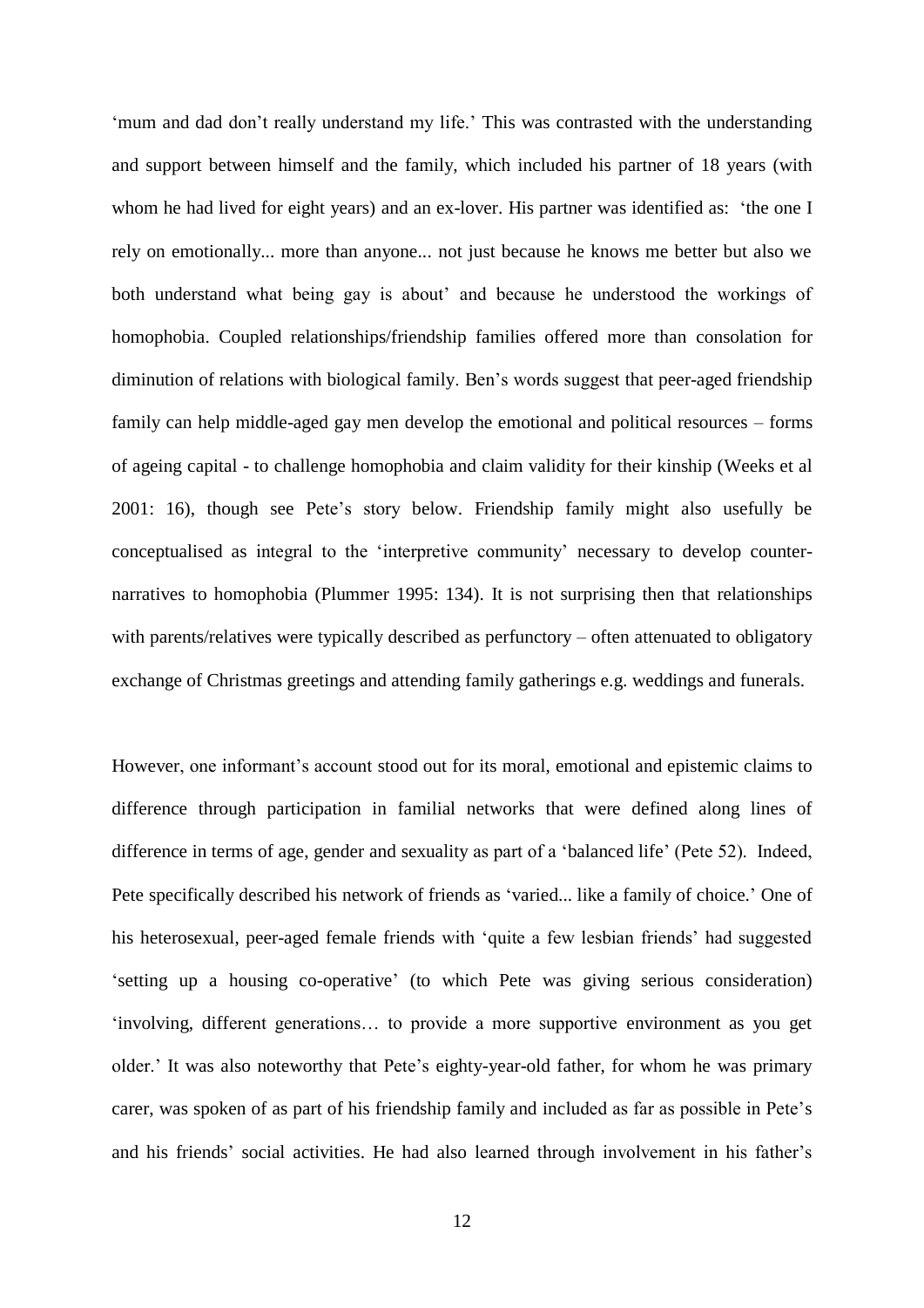'mum and dad don't really understand my life.' This was contrasted with the understanding and support between himself and the family, which included his partner of 18 years (with whom he had lived for eight years) and an ex-lover. His partner was identified as: 'the one I rely on emotionally... more than anyone... not just because he knows me better but also we both understand what being gay is about' and because he understood the workings of homophobia. Coupled relationships/friendship families offered more than consolation for diminution of relations with biological family. Ben's words suggest that peer-aged friendship family can help middle-aged gay men develop the emotional and political resources – forms of ageing capital - to challenge homophobia and claim validity for their kinship (Weeks et al 2001: 16), though see Pete's story below. Friendship family might also usefully be conceptualised as integral to the 'interpretive community' necessary to develop counter-narratives to homophobia (Plummer 1995: 134). It is not surprising then that relationships with parents/relatives were typically described as perfunctory – often attenuated to obligatory exchange of Christmas greetings and attending family gatherings e.g. weddings and funerals.

However, one informant's account stood out for its moral, emotional and epistemic claims to difference through participation in familial networks that were defined along lines of difference in terms of age, gender and sexuality as part of a 'balanced life' (Pete 52). Indeed, Pete specifically described his network of friends as 'varied... like a family of choice.' One of his heterosexual, peer-aged female friends with 'quite a few lesbian friends' had suggested 'setting up a housing co-operative' (to which Pete was giving serious consideration) 'involving, different generations… to provide a more supportive environment as you get older.' It was also noteworthy that Pete's eighty-year-old father, for whom he was primary carer, was spoken of as part of his friendship family and included as far as possible in Pete's and his friends' social activities. He had also learned through involvement in his father's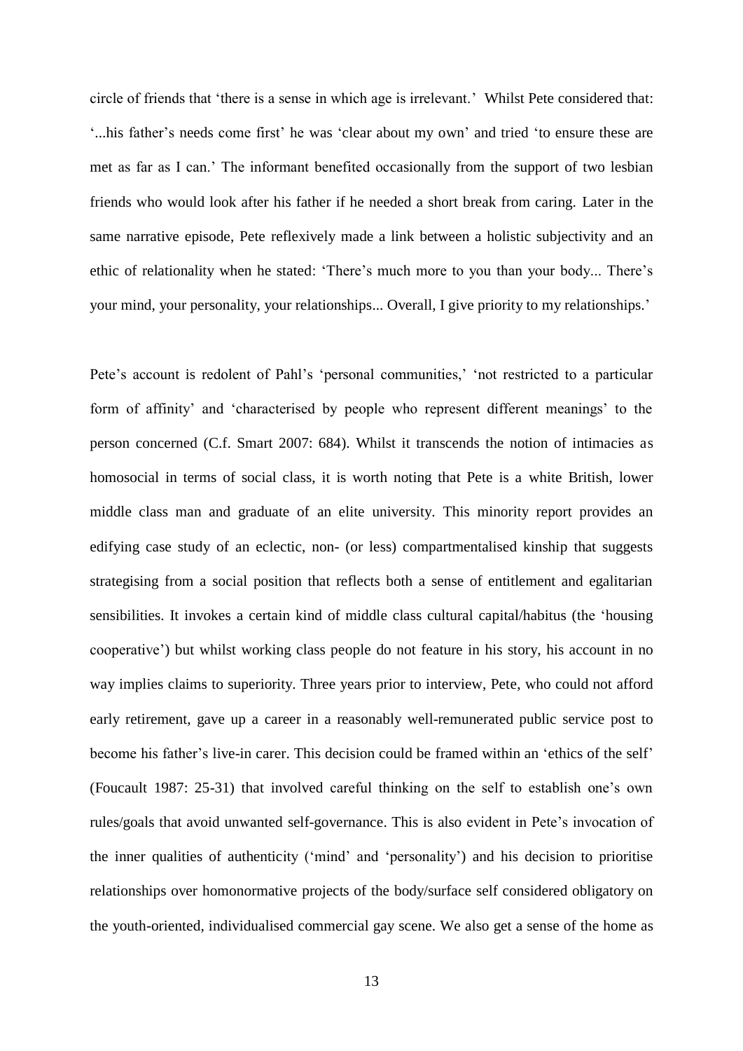circle of friends that 'there is a sense in which age is irrelevant.' Whilst Pete considered that: '...his father's needs come first' he was 'clear about my own' and tried 'to ensure these are met as far as I can.' The informant benefited occasionally from the support of two lesbian friends who would look after his father if he needed a short break from caring. Later in the same narrative episode, Pete reflexively made a link between a holistic subjectivity and an ethic of relationality when he stated: 'There's much more to you than your body... There's your mind, your personality, your relationships... Overall, I give priority to my relationships.'

Pete's account is redolent of Pahl's 'personal communities,' 'not restricted to a particular form of affinity' and 'characterised by people who represent different meanings' to the person concerned (C.f. Smart 2007: 684). Whilst it transcends the notion of intimacies as homosocial in terms of social class, it is worth noting that Pete is a white British, lower middle class man and graduate of an elite university. This minority report provides an edifying case study of an eclectic, non- (or less) compartmentalised kinship that suggests strategising from a social position that reflects both a sense of entitlement and egalitarian sensibilities. It invokes a certain kind of middle class cultural capital/habitus (the 'housing cooperative') but whilst working class people do not feature in his story, his account in no way implies claims to superiority. Three years prior to interview, Pete, who could not afford early retirement, gave up a career in a reasonably well-remunerated public service post to become his father's live-in carer. This decision could be framed within an 'ethics of the self' (Foucault 1987: 25-31) that involved careful thinking on the self to establish one's own rules/goals that avoid unwanted self-governance. This is also evident in Pete's invocation of the inner qualities of authenticity ('mind' and 'personality') and his decision to prioritise relationships over homonormative projects of the body/surface self considered obligatory on the youth-oriented, individualised commercial gay scene. We also get a sense of the home as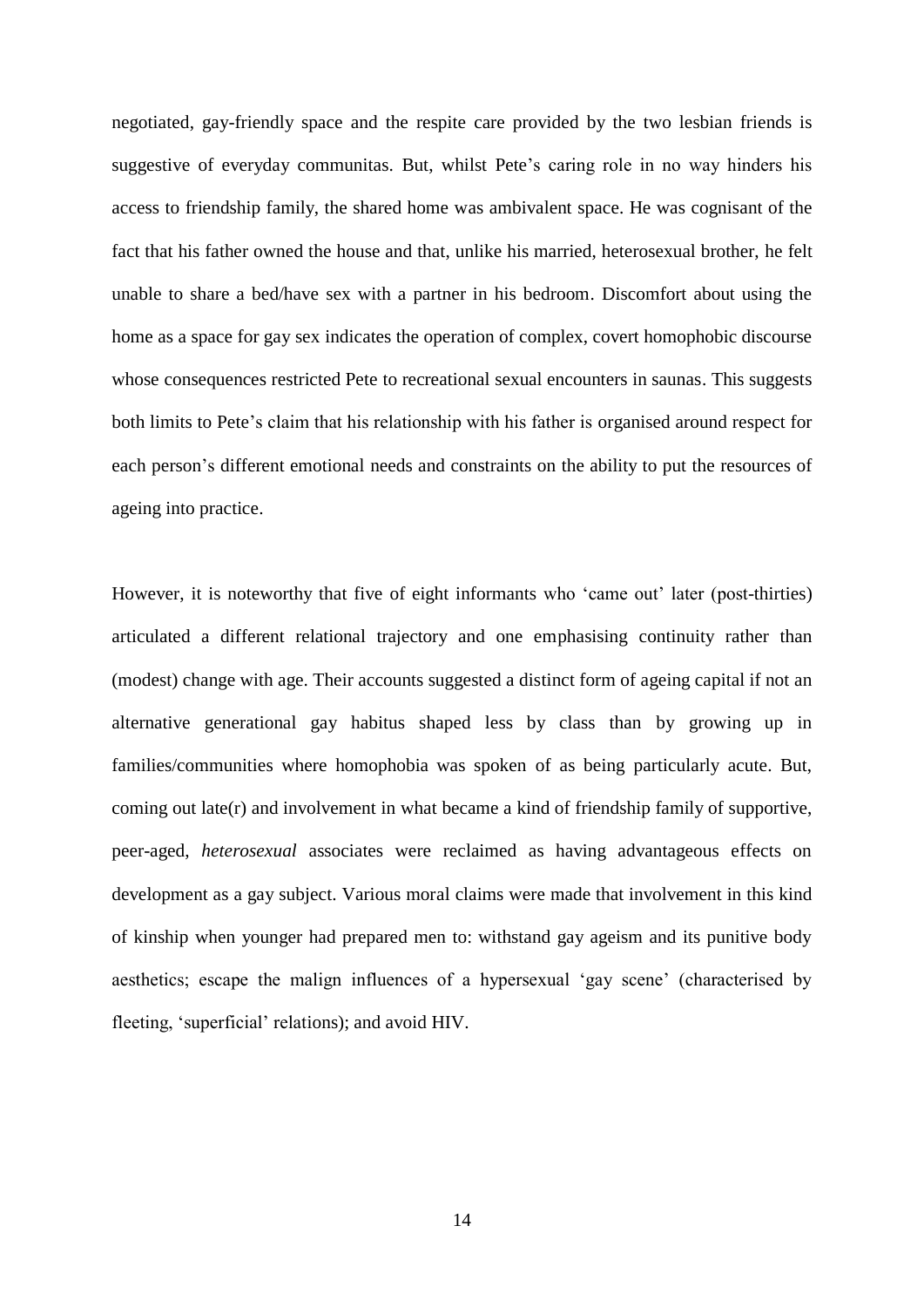negotiated, gay-friendly space and the respite care provided by the two lesbian friends is suggestive of everyday communitas. But, whilst Pete's caring role in no way hinders his access to friendship family, the shared home was ambivalent space. He was cognisant of the fact that his father owned the house and that, unlike his married, heterosexual brother, he felt unable to share a bed/have sex with a partner in his bedroom. Discomfort about using the home as a space for gay sex indicates the operation of complex, covert homophobic discourse whose consequences restricted Pete to recreational sexual encounters in saunas. This suggests both limits to Pete's claim that his relationship with his father is organised around respect for each person's different emotional needs and constraints on the ability to put the resources of ageing into practice.

However, it is noteworthy that five of eight informants who 'came out' later (post-thirties) articulated a different relational trajectory and one emphasising continuity rather than (modest) change with age. Their accounts suggested a distinct form of ageing capital if not an alternative generational gay habitus shaped less by class than by growing up in families/communities where homophobia was spoken of as being particularly acute. But, coming out late(r) and involvement in what became a kind of friendship family of supportive, peer-aged, *heterosexual* associates were reclaimed as having advantageous effects on development as a gay subject. Various moral claims were made that involvement in this kind of kinship when younger had prepared men to: withstand gay ageism and its punitive body aesthetics; escape the malign influences of a hypersexual 'gay scene' (characterised by fleeting, 'superficial' relations); and avoid HIV.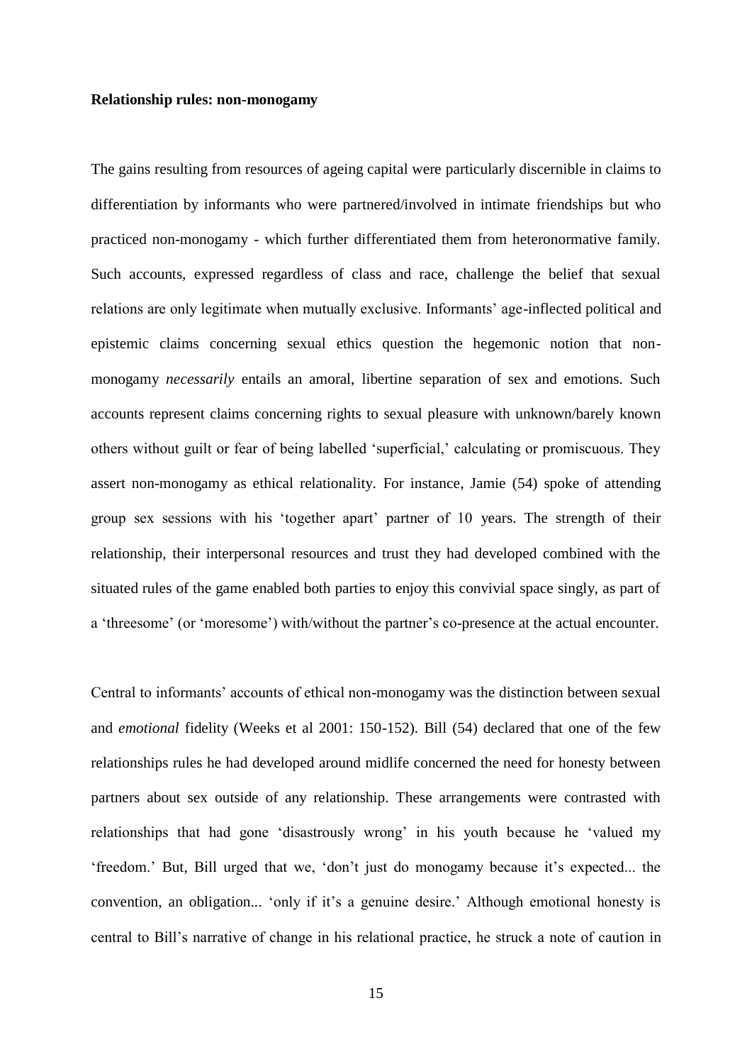**Relationship rules: non-monogamy**

The gains resulting from resources of ageing capital were particularly discernible in claims to differentiation by informants who were partnered/involved in intimate friendships but who practiced non-monogamy - which further differentiated them from heteronormative family. Such accounts, expressed regardless of class and race, challenge the belief that sexual relations are only legitimate when mutually exclusive. Informants' age-inflected political and epistemic claims concerning sexual ethics question the hegemonic notion that non-monogamy *necessarily* entails an amoral, libertine separation of sex and emotions. Such accounts represent claims concerning rights to sexual pleasure with unknown/barely known others without guilt or fear of being labelled 'superficial,' calculating or promiscuous. They assert non-monogamy as ethical relationality. For instance, Jamie (54) spoke of attending group sex sessions with his 'together apart' partner of 10 years. The strength of their relationship, their interpersonal resources and trust they had developed combined with the situated rules of the game enabled both parties to enjoy this convivial space singly, as part of a 'threesome' (or 'moresome') with/without the partner's co-presence at the actual encounter.

Central to informants' accounts of ethical non-monogamy was the distinction between sexual and *emotional* fidelity (Weeks et al 2001: 150-152). Bill (54) declared that one of the few relationships rules he had developed around midlife concerned the need for honesty between partners about sex outside of any relationship. These arrangements were contrasted with relationships that had gone 'disastrously wrong' in his youth because he 'valued my 'freedom.' But, Bill urged that we, 'don't just do monogamy because it's expected... the convention, an obligation... 'only if it's a genuine desire.' Although emotional honesty is central to Bill's narrative of change in his relational practice, he struck a note of caution in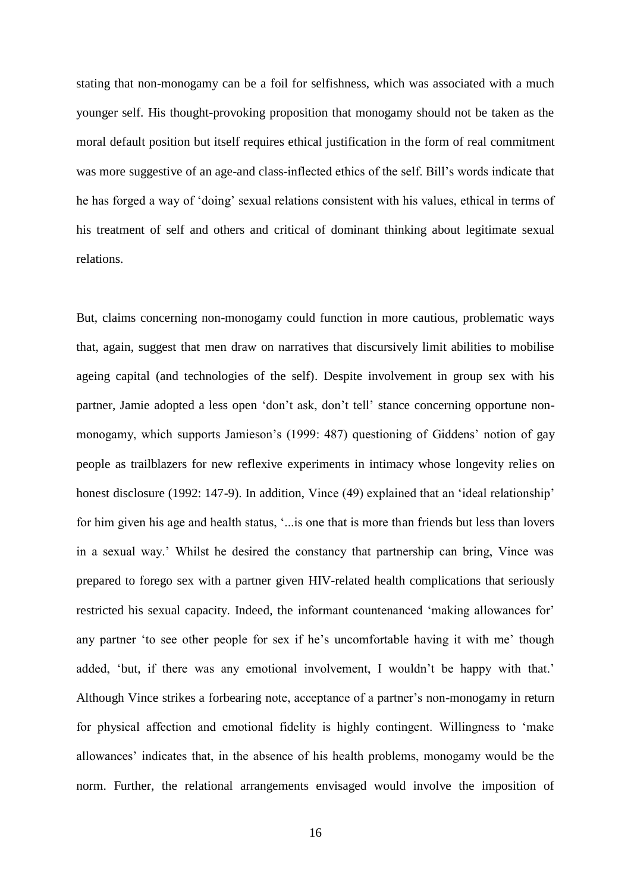stating that non-monogamy can be a foil for selfishness, which was associated with a much younger self. His thought-provoking proposition that monogamy should not be taken as the moral default position but itself requires ethical justification in the form of real commitment was more suggestive of an age-and class-inflected ethics of the self. Bill's words indicate that he has forged a way of 'doing' sexual relations consistent with his values, ethical in terms of his treatment of self and others and critical of dominant thinking about legitimate sexual relations.

But, claims concerning non-monogamy could function in more cautious, problematic ways that, again, suggest that men draw on narratives that discursively limit abilities to mobilise ageing capital (and technologies of the self). Despite involvement in group sex with his partner, Jamie adopted a less open 'don't ask, don't tell' stance concerning opportune non-monogamy, which supports Jamieson's (1999: 487) questioning of Giddens' notion of gay people as trailblazers for new reflexive experiments in intimacy whose longevity relies on honest disclosure (1992: 147-9). In addition, Vince (49) explained that an 'ideal relationship' for him given his age and health status, '...is one that is more than friends but less than lovers in a sexual way.' Whilst he desired the constancy that partnership can bring, Vince was prepared to forego sex with a partner given HIV-related health complications that seriously restricted his sexual capacity. Indeed, the informant countenanced 'making allowances for' any partner 'to see other people for sex if he's uncomfortable having it with me' though added, 'but, if there was any emotional involvement, I wouldn't be happy with that.' Although Vince strikes a forbearing note, acceptance of a partner's non-monogamy in return for physical affection and emotional fidelity is highly contingent. Willingness to 'make allowances' indicates that, in the absence of his health problems, monogamy would be the norm. Further, the relational arrangements envisaged would involve the imposition of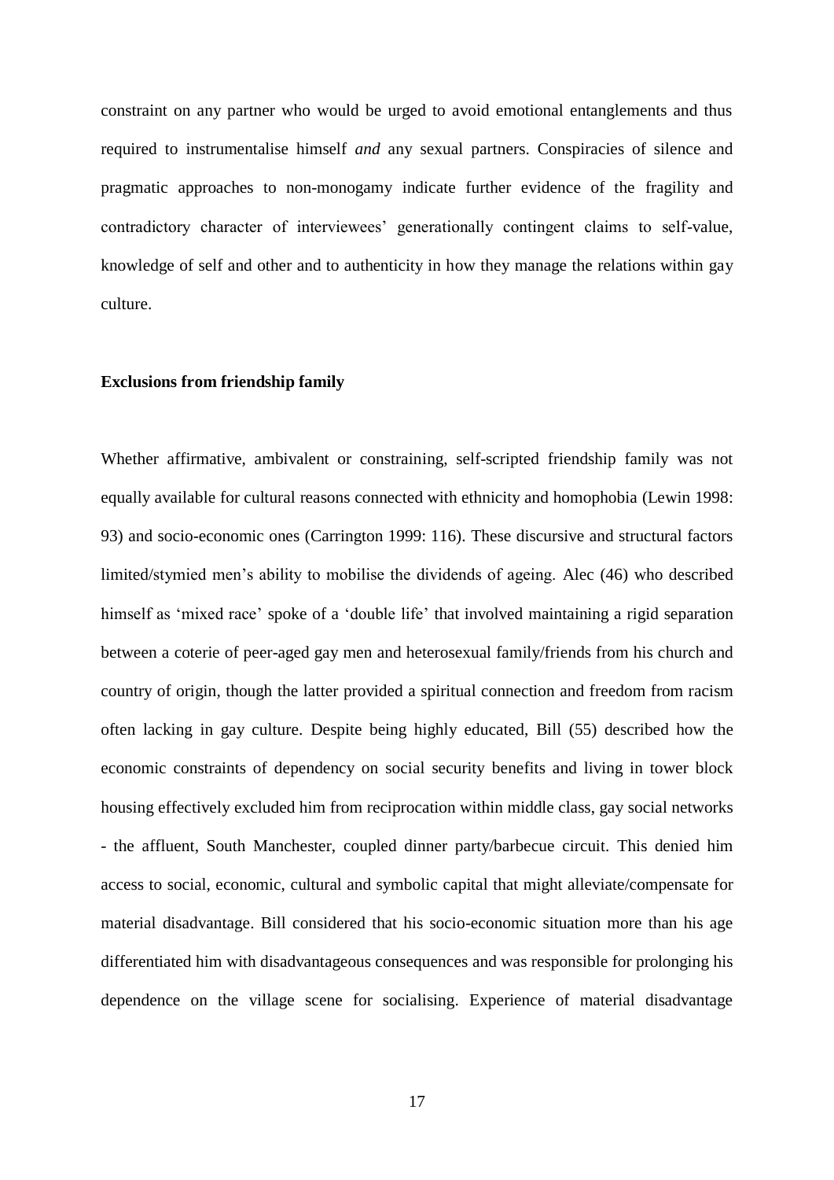constraint on any partner who would be urged to avoid emotional entanglements and thus required to instrumentalise himself *and* any sexual partners. Conspiracies of silence and pragmatic approaches to non-monogamy indicate further evidence of the fragility and contradictory character of interviewees' generationally contingent claims to self-value, knowledge of self and other and to authenticity in how they manage the relations within gay culture.

**Exclusions from friendship family**

Whether affirmative, ambivalent or constraining, self-scripted friendship family was not equally available for cultural reasons connected with ethnicity and homophobia (Lewin 1998: 93) and socio-economic ones (Carrington 1999: 116). These discursive and structural factors limited/stymied men's ability to mobilise the dividends of ageing. Alec (46) who described himself as 'mixed race' spoke of a 'double life' that involved maintaining a rigid separation between a coterie of peer-aged gay men and heterosexual family/friends from his church and country of origin, though the latter provided a spiritual connection and freedom from racism often lacking in gay culture. Despite being highly educated, Bill (55) described how the economic constraints of dependency on social security benefits and living in tower block housing effectively excluded him from reciprocation within middle class, gay social networks - the affluent, South Manchester, coupled dinner party/barbecue circuit. This denied him access to social, economic, cultural and symbolic capital that might alleviate/compensate for material disadvantage. Bill considered that his socio-economic situation more than his age differentiated him with disadvantageous consequences and was responsible for prolonging his dependence on the village scene for socialising. Experience of material disadvantage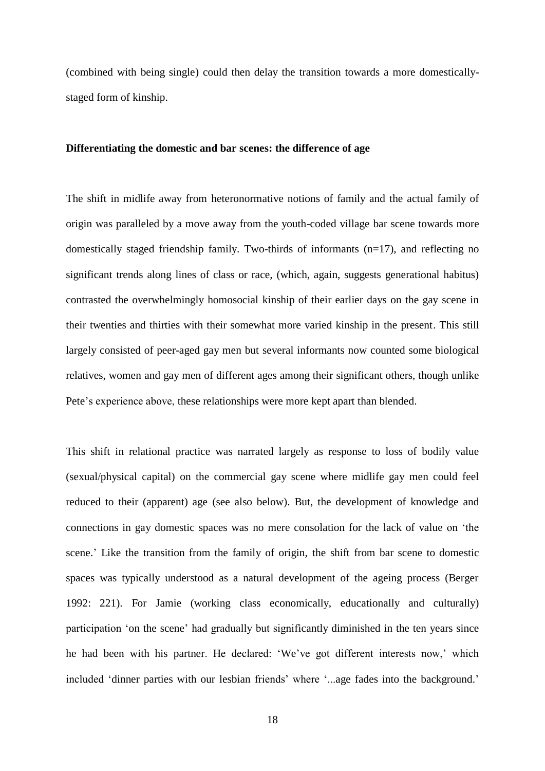(combined with being single) could then delay the transition towards a more domestically-staged form of kinship.

**Differentiating the domestic and bar scenes: the difference of age**

The shift in midlife away from heteronormative notions of family and the actual family of origin was paralleled by a move away from the youth-coded village bar scene towards more domestically staged friendship family. Two-thirds of informants (n=17), and reflecting no significant trends along lines of class or race, (which, again, suggests generational habitus) contrasted the overwhelmingly homosocial kinship of their earlier days on the gay scene in their twenties and thirties with their somewhat more varied kinship in the present. This still largely consisted of peer-aged gay men but several informants now counted some biological relatives, women and gay men of different ages among their significant others, though unlike Pete's experience above, these relationships were more kept apart than blended.

This shift in relational practice was narrated largely as response to loss of bodily value (sexual/physical capital) on the commercial gay scene where midlife gay men could feel reduced to their (apparent) age (see also below). But, the development of knowledge and connections in gay domestic spaces was no mere consolation for the lack of value on 'the scene.' Like the transition from the family of origin, the shift from bar scene to domestic spaces was typically understood as a natural development of the ageing process (Berger 1992: 221). For Jamie (working class economically, educationally and culturally) participation 'on the scene' had gradually but significantly diminished in the ten years since he had been with his partner. He declared: 'We've got different interests now,' which included 'dinner parties with our lesbian friends' where '...age fades into the background.'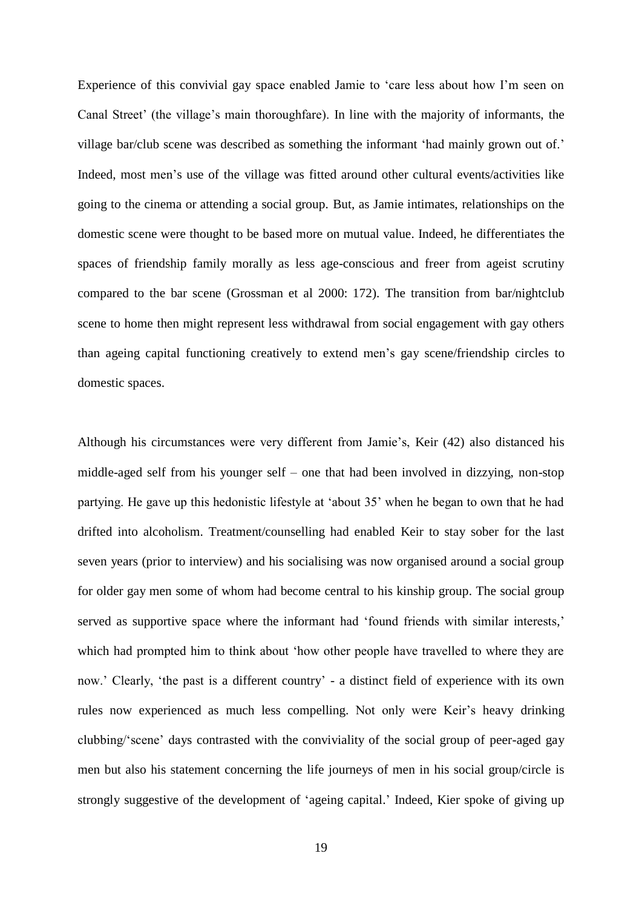Experience of this convivial gay space enabled Jamie to 'care less about how I'm seen on Canal Street' (the village's main thoroughfare). In line with the majority of informants, the village bar/club scene was described as something the informant 'had mainly grown out of.' Indeed, most men's use of the village was fitted around other cultural events/activities like going to the cinema or attending a social group. But, as Jamie intimates, relationships on the domestic scene were thought to be based more on mutual value. Indeed, he differentiates the spaces of friendship family morally as less age-conscious and freer from ageist scrutiny compared to the bar scene (Grossman et al 2000: 172). The transition from bar/nightclub scene to home then might represent less withdrawal from social engagement with gay others than ageing capital functioning creatively to extend men's gay scene/friendship circles to domestic spaces.

Although his circumstances were very different from Jamie's, Keir (42) also distanced his middle-aged self from his younger self – one that had been involved in dizzying, non-stop partying. He gave up this hedonistic lifestyle at 'about 35' when he began to own that he had drifted into alcoholism. Treatment/counselling had enabled Keir to stay sober for the last seven years (prior to interview) and his socialising was now organised around a social group for older gay men some of whom had become central to his kinship group. The social group served as supportive space where the informant had 'found friends with similar interests,' which had prompted him to think about 'how other people have travelled to where they are now.' Clearly, 'the past is a different country' - a distinct field of experience with its own rules now experienced as much less compelling. Not only were Keir's heavy drinking clubbing/'scene' days contrasted with the conviviality of the social group of peer-aged gay men but also his statement concerning the life journeys of men in his social group/circle is strongly suggestive of the development of 'ageing capital.' Indeed, Kier spoke of giving up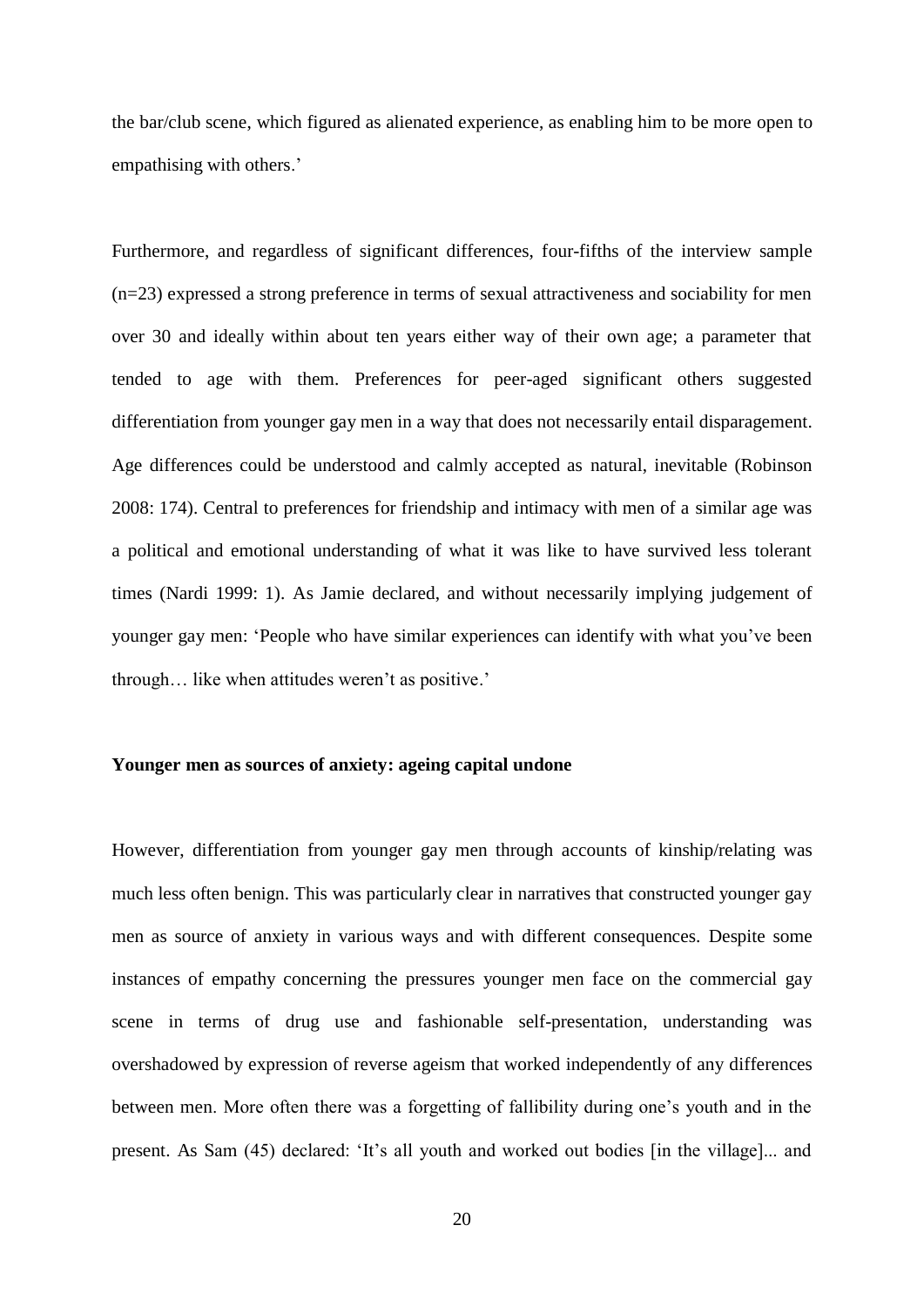the bar/club scene, which figured as alienated experience, as enabling him to be more open to empathising with others.'

Furthermore, and regardless of significant differences, four-fifths of the interview sample (n=23) expressed a strong preference in terms of sexual attractiveness and sociability for men over 30 and ideally within about ten years either way of their own age; a parameter that tended to age with them. Preferences for peer-aged significant others suggested differentiation from younger gay men in a way that does not necessarily entail disparagement. Age differences could be understood and calmly accepted as natural, inevitable (Robinson 2008: 174). Central to preferences for friendship and intimacy with men of a similar age was a political and emotional understanding of what it was like to have survived less tolerant times (Nardi 1999: 1). As Jamie declared, and without necessarily implying judgement of younger gay men: 'People who have similar experiences can identify with what you've been through… like when attitudes weren't as positive.'

**Younger men as sources of anxiety: ageing capital undone**

However, differentiation from younger gay men through accounts of kinship/relating was much less often benign. This was particularly clear in narratives that constructed younger gay men as source of anxiety in various ways and with different consequences. Despite some instances of empathy concerning the pressures younger men face on the commercial gay scene in terms of drug use and fashionable self-presentation, understanding was overshadowed by expression of reverse ageism that worked independently of any differences between men. More often there was a forgetting of fallibility during one's youth and in the present. As Sam (45) declared: 'It's all youth and worked out bodies [in the village]... and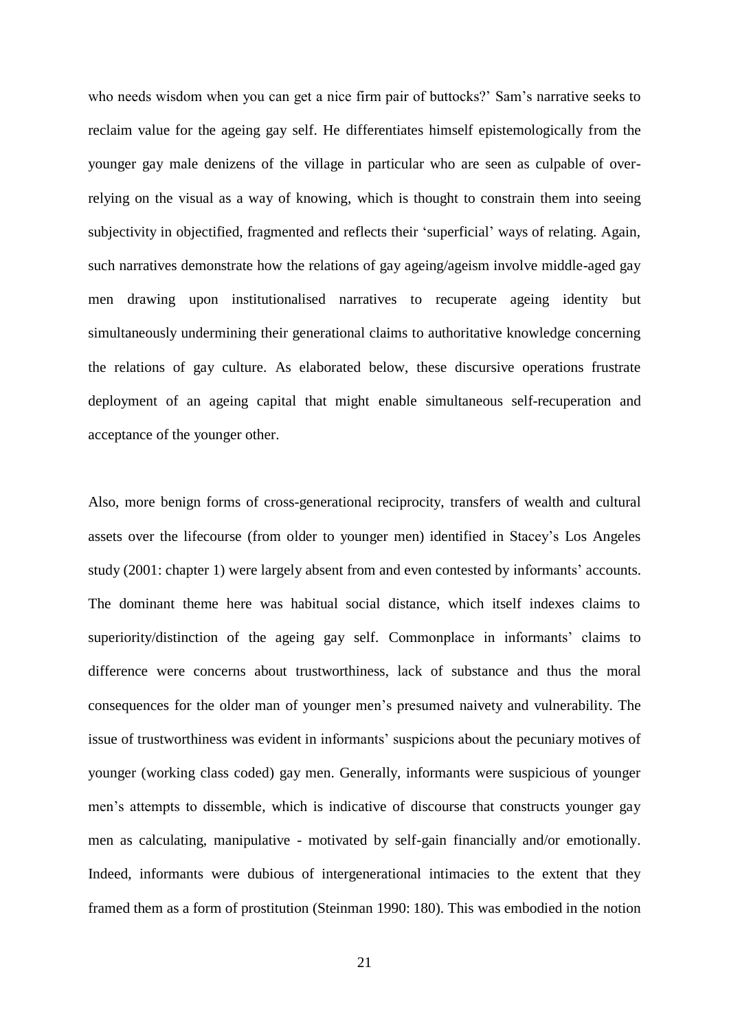who needs wisdom when you can get a nice firm pair of buttocks?' Sam's narrative seeks to reclaim value for the ageing gay self. He differentiates himself epistemologically from the younger gay male denizens of the village in particular who are seen as culpable of over-relying on the visual as a way of knowing, which is thought to constrain them into seeing subjectivity in objectified, fragmented and reflects their 'superficial' ways of relating. Again, such narratives demonstrate how the relations of gay ageing/ageism involve middle-aged gay men drawing upon institutionalised narratives to recuperate ageing identity but simultaneously undermining their generational claims to authoritative knowledge concerning the relations of gay culture. As elaborated below, these discursive operations frustrate deployment of an ageing capital that might enable simultaneous self-recuperation and acceptance of the younger other.

Also, more benign forms of cross-generational reciprocity, transfers of wealth and cultural assets over the lifecourse (from older to younger men) identified in Stacey's Los Angeles study (2001: chapter 1) were largely absent from and even contested by informants' accounts. The dominant theme here was habitual social distance, which itself indexes claims to superiority/distinction of the ageing gay self. Commonplace in informants' claims to difference were concerns about trustworthiness, lack of substance and thus the moral consequences for the older man of younger men's presumed naivety and vulnerability. The issue of trustworthiness was evident in informants' suspicions about the pecuniary motives of younger (working class coded) gay men. Generally, informants were suspicious of younger men's attempts to dissemble, which is indicative of discourse that constructs younger gay men as calculating, manipulative - motivated by self-gain financially and/or emotionally. Indeed, informants were dubious of intergenerational intimacies to the extent that they framed them as a form of prostitution (Steinman 1990: 180). This was embodied in the notion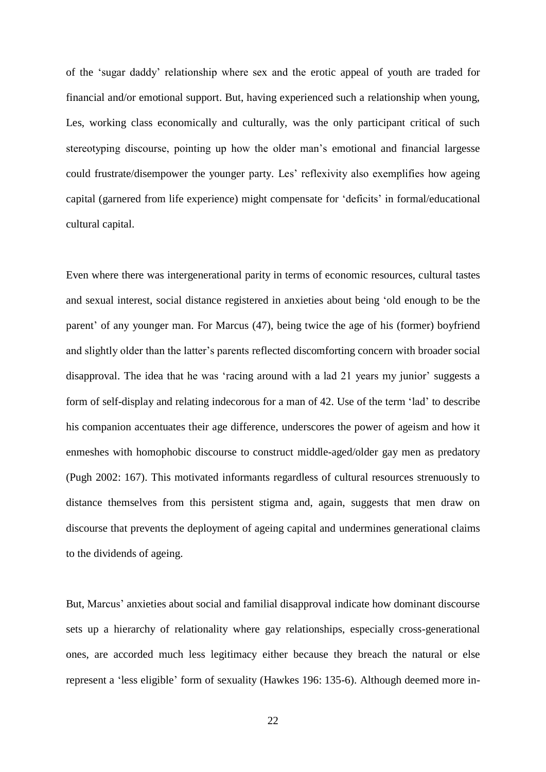of the 'sugar daddy' relationship where sex and the erotic appeal of youth are traded for financial and/or emotional support. But, having experienced such a relationship when young, Les, working class economically and culturally, was the only participant critical of such stereotyping discourse, pointing up how the older man's emotional and financial largesse could frustrate/disempower the younger party. Les' reflexivity also exemplifies how ageing capital (garnered from life experience) might compensate for 'deficits' in formal/educational cultural capital.

Even where there was intergenerational parity in terms of economic resources, cultural tastes and sexual interest, social distance registered in anxieties about being 'old enough to be the parent' of any younger man. For Marcus (47), being twice the age of his (former) boyfriend and slightly older than the latter's parents reflected discomforting concern with broader social disapproval. The idea that he was 'racing around with a lad 21 years my junior' suggests a form of self-display and relating indecorous for a man of 42. Use of the term 'lad' to describe his companion accentuates their age difference, underscores the power of ageism and how it enmeshes with homophobic discourse to construct middle-aged/older gay men as predatory (Pugh 2002: 167). This motivated informants regardless of cultural resources strenuously to distance themselves from this persistent stigma and, again, suggests that men draw on discourse that prevents the deployment of ageing capital and undermines generational claims to the dividends of ageing.

But, Marcus' anxieties about social and familial disapproval indicate how dominant discourse sets up a hierarchy of relationality where gay relationships, especially cross-generational ones, are accorded much less legitimacy either because they breach the natural or else represent a 'less eligible' form of sexuality (Hawkes 196: 135-6). Although deemed more in-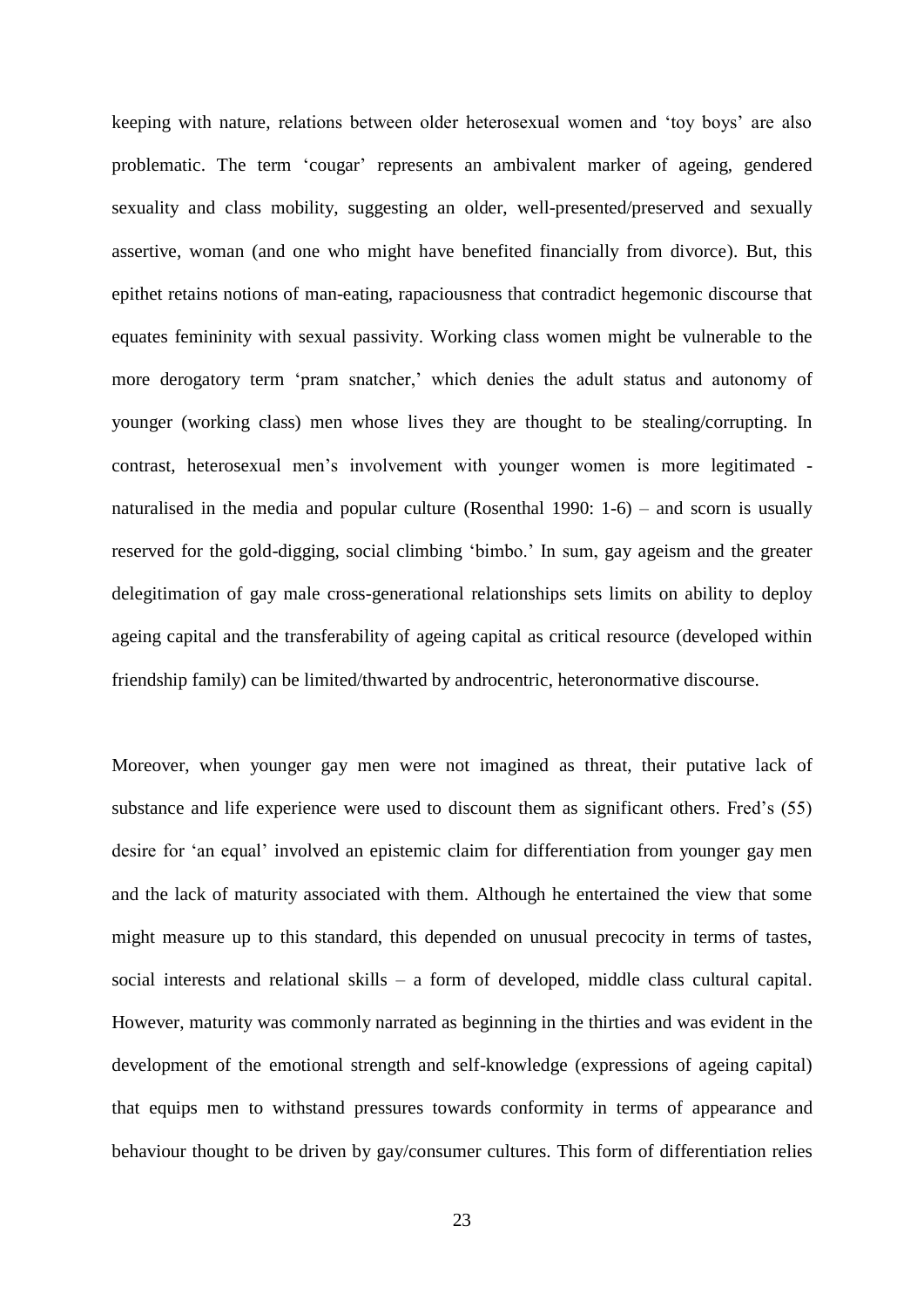keeping with nature, relations between older heterosexual women and 'toy boys' are also problematic. The term 'cougar' represents an ambivalent marker of ageing, gendered sexuality and class mobility, suggesting an older, well-presented/preserved and sexually assertive, woman (and one who might have benefited financially from divorce). But, this epithet retains notions of man-eating, rapaciousness that contradict hegemonic discourse that equates femininity with sexual passivity. Working class women might be vulnerable to the more derogatory term 'pram snatcher,' which denies the adult status and autonomy of younger (working class) men whose lives they are thought to be stealing/corrupting. In contrast, heterosexual men's involvement with younger women is more legitimated - naturalised in the media and popular culture (Rosenthal 1990: 1-6) – and scorn is usually reserved for the gold-digging, social climbing 'bimbo.' In sum, gay ageism and the greater delegitimation of gay male cross-generational relationships sets limits on ability to deploy ageing capital and the transferability of ageing capital as critical resource (developed within friendship family) can be limited/thwarted by androcentric, heteronormative discourse.

Moreover, when younger gay men were not imagined as threat, their putative lack of substance and life experience were used to discount them as significant others. Fred's (55) desire for 'an equal' involved an epistemic claim for differentiation from younger gay men and the lack of maturity associated with them. Although he entertained the view that some might measure up to this standard, this depended on unusual precocity in terms of tastes, social interests and relational skills – a form of developed, middle class cultural capital. However, maturity was commonly narrated as beginning in the thirties and was evident in the development of the emotional strength and self-knowledge (expressions of ageing capital) that equips men to withstand pressures towards conformity in terms of appearance and behaviour thought to be driven by gay/consumer cultures. This form of differentiation relies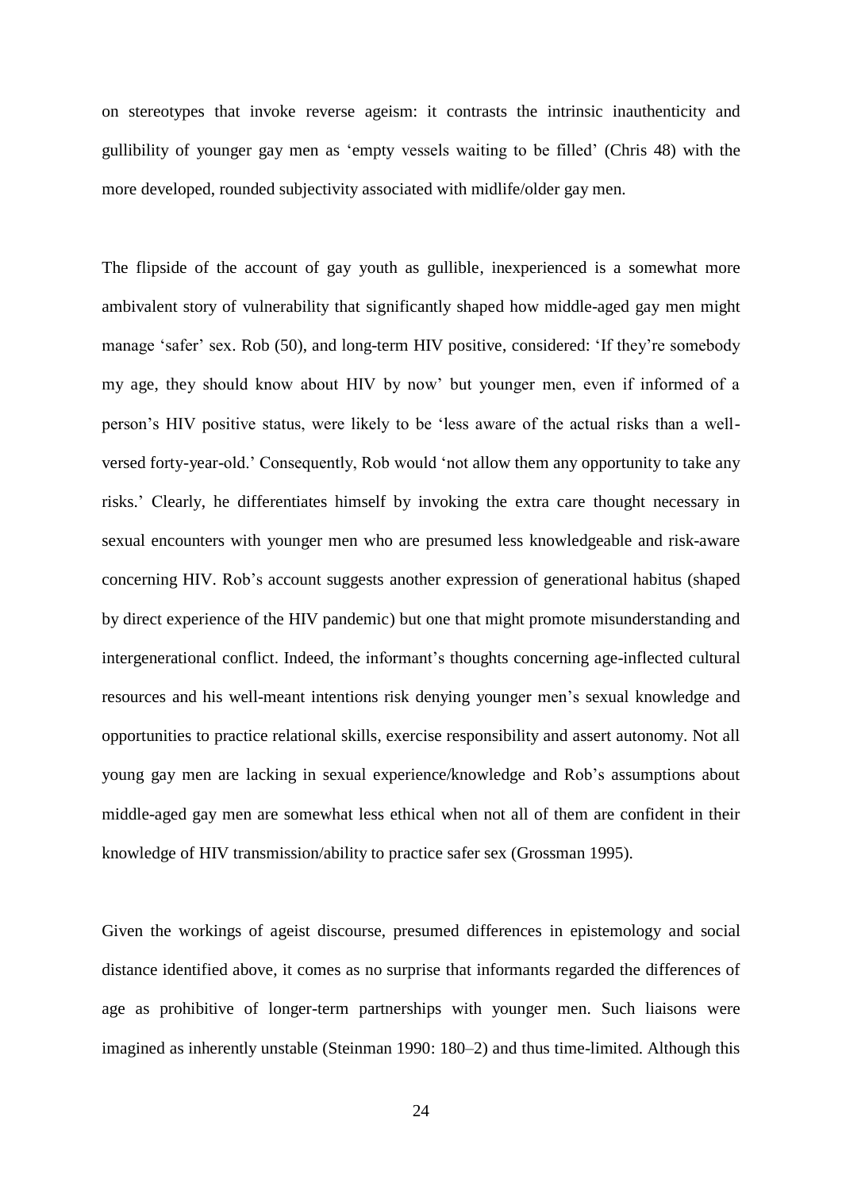on stereotypes that invoke reverse ageism: it contrasts the intrinsic inauthenticity and gullibility of younger gay men as 'empty vessels waiting to be filled' (Chris 48) with the more developed, rounded subjectivity associated with midlife/older gay men.

The flipside of the account of gay youth as gullible, inexperienced is a somewhat more ambivalent story of vulnerability that significantly shaped how middle-aged gay men might manage 'safer' sex. Rob (50), and long-term HIV positive, considered: 'If they're somebody my age, they should know about HIV by now' but younger men, even if informed of a person's HIV positive status, were likely to be 'less aware of the actual risks than a well-versed forty-year-old.' Consequently, Rob would 'not allow them any opportunity to take any risks.' Clearly, he differentiates himself by invoking the extra care thought necessary in sexual encounters with younger men who are presumed less knowledgeable and risk-aware concerning HIV. Rob's account suggests another expression of generational habitus (shaped by direct experience of the HIV pandemic) but one that might promote misunderstanding and intergenerational conflict. Indeed, the informant's thoughts concerning age-inflected cultural resources and his well-meant intentions risk denying younger men's sexual knowledge and opportunities to practice relational skills, exercise responsibility and assert autonomy. Not all young gay men are lacking in sexual experience/knowledge and Rob's assumptions about middle-aged gay men are somewhat less ethical when not all of them are confident in their knowledge of HIV transmission/ability to practice safer sex (Grossman 1995).

Given the workings of ageist discourse, presumed differences in epistemology and social distance identified above, it comes as no surprise that informants regarded the differences of age as prohibitive of longer-term partnerships with younger men. Such liaisons were imagined as inherently unstable (Steinman 1990: 180–2) and thus time-limited. Although this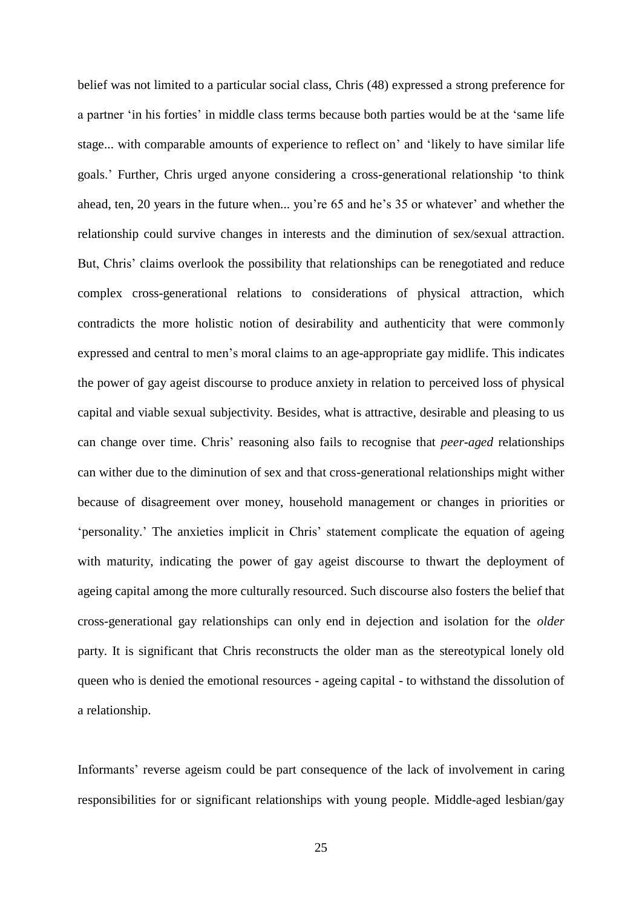belief was not limited to a particular social class, Chris (48) expressed a strong preference for a partner 'in his forties' in middle class terms because both parties would be at the 'same life stage... with comparable amounts of experience to reflect on' and 'likely to have similar life goals.' Further, Chris urged anyone considering a cross-generational relationship 'to think ahead, ten, 20 years in the future when... you're 65 and he's 35 or whatever' and whether the relationship could survive changes in interests and the diminution of sex/sexual attraction. But, Chris' claims overlook the possibility that relationships can be renegotiated and reduce complex cross-generational relations to considerations of physical attraction, which contradicts the more holistic notion of desirability and authenticity that were commonly expressed and central to men's moral claims to an age-appropriate gay midlife. This indicates the power of gay ageist discourse to produce anxiety in relation to perceived loss of physical capital and viable sexual subjectivity. Besides, what is attractive, desirable and pleasing to us can change over time. Chris' reasoning also fails to recognise that *peer-aged* relationships can wither due to the diminution of sex and that cross-generational relationships might wither because of disagreement over money, household management or changes in priorities or 'personality.' The anxieties implicit in Chris' statement complicate the equation of ageing with maturity, indicating the power of gay ageist discourse to thwart the deployment of ageing capital among the more culturally resourced. Such discourse also fosters the belief that cross-generational gay relationships can only end in dejection and isolation for the *older* party. It is significant that Chris reconstructs the older man as the stereotypical lonely old queen who is denied the emotional resources - ageing capital - to withstand the dissolution of a relationship.

Informants' reverse ageism could be part consequence of the lack of involvement in caring responsibilities for or significant relationships with young people. Middle-aged lesbian/gay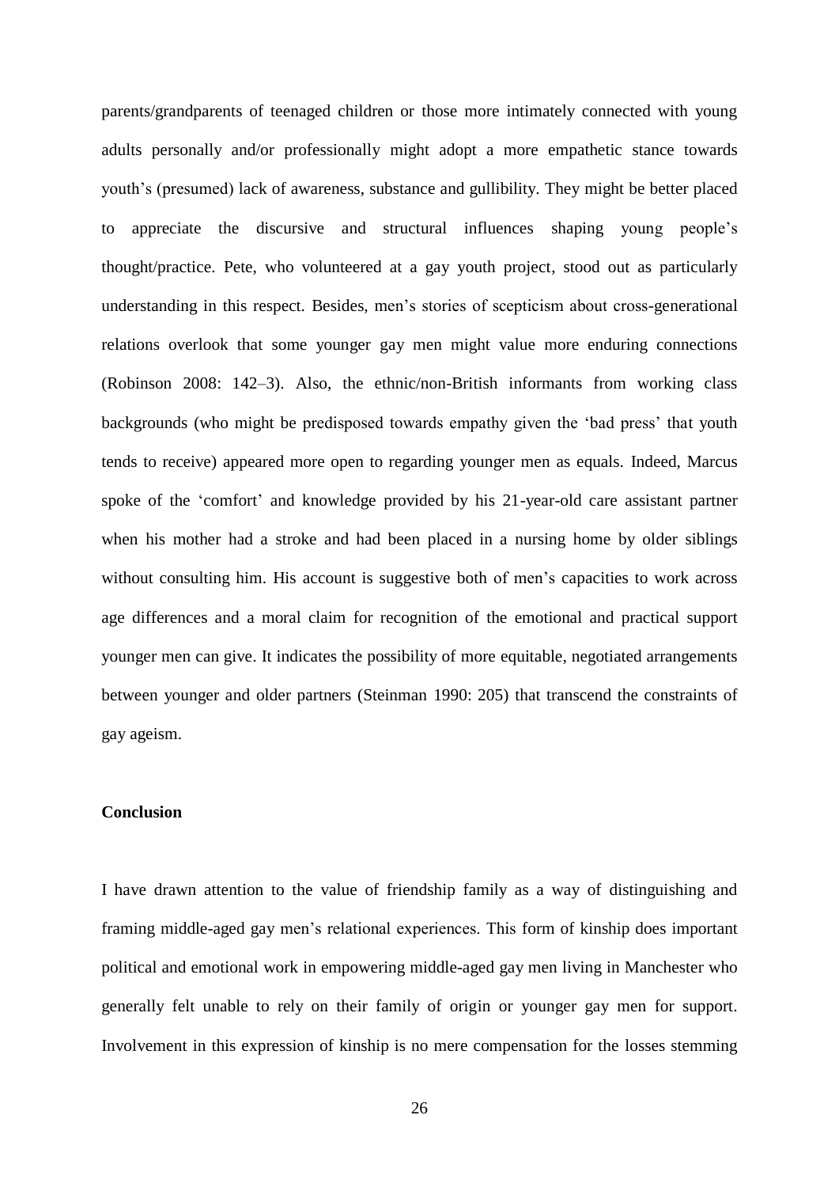parents/grandparents of teenaged children or those more intimately connected with young adults personally and/or professionally might adopt a more empathetic stance towards youth's (presumed) lack of awareness, substance and gullibility. They might be better placed to appreciate the discursive and structural influences shaping young people's thought/practice. Pete, who volunteered at a gay youth project, stood out as particularly understanding in this respect. Besides, men's stories of scepticism about cross-generational relations overlook that some younger gay men might value more enduring connections (Robinson 2008: 142–3). Also, the ethnic/non-British informants from working class backgrounds (who might be predisposed towards empathy given the 'bad press' that youth tends to receive) appeared more open to regarding younger men as equals. Indeed, Marcus spoke of the 'comfort' and knowledge provided by his 21-year-old care assistant partner when his mother had a stroke and had been placed in a nursing home by older siblings without consulting him. His account is suggestive both of men's capacities to work across age differences and a moral claim for recognition of the emotional and practical support younger men can give. It indicates the possibility of more equitable, negotiated arrangements between younger and older partners (Steinman 1990: 205) that transcend the constraints of gay ageism.

## Conclusion

I have drawn attention to the value of friendship family as a way of distinguishing and framing middle-aged gay men's relational experiences. This form of kinship does important political and emotional work in empowering middle-aged gay men living in Manchester who generally felt unable to rely on their family of origin or younger gay men for support. Involvement in this expression of kinship is no mere compensation for the losses stemming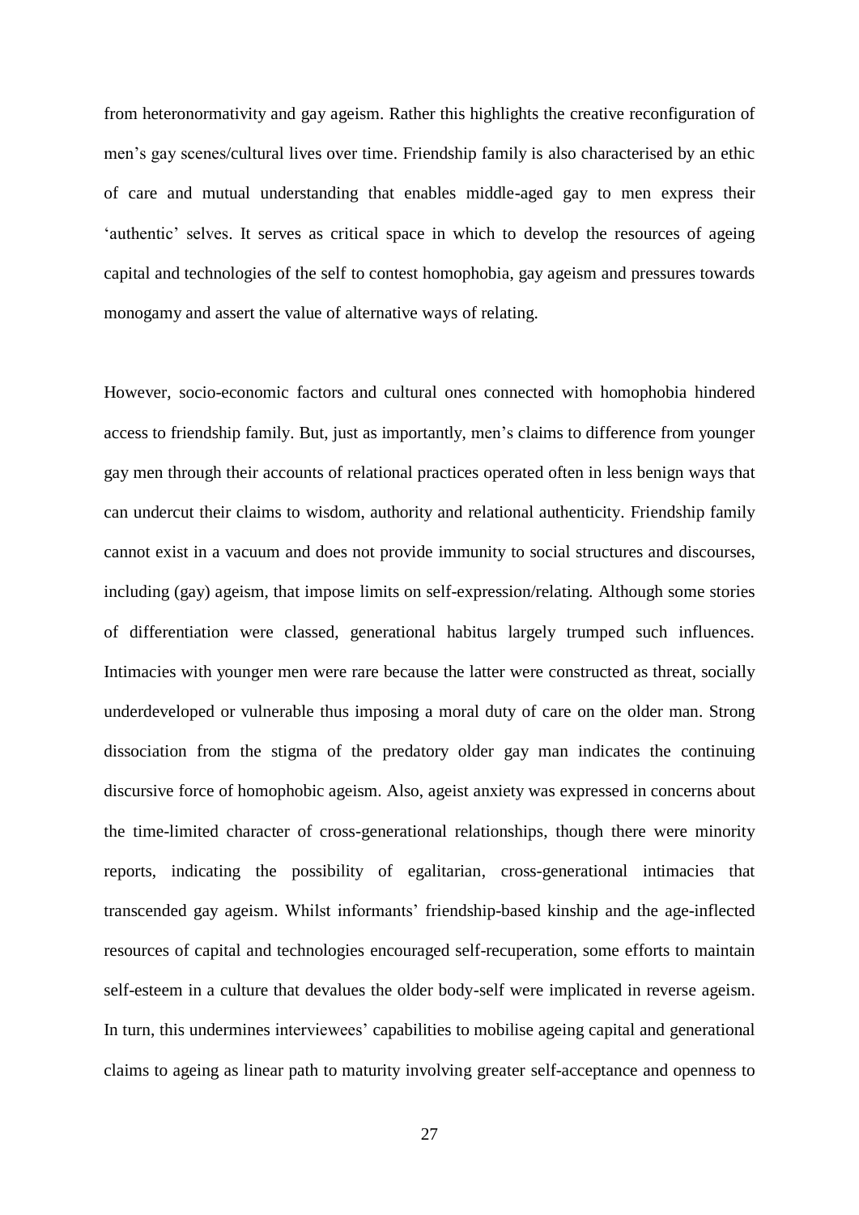from heteronormativity and gay ageism. Rather this highlights the creative reconfiguration of men's gay scenes/cultural lives over time. Friendship family is also characterised by an ethic of care and mutual understanding that enables middle-aged gay to men express their 'authentic' selves. It serves as critical space in which to develop the resources of ageing capital and technologies of the self to contest homophobia, gay ageism and pressures towards monogamy and assert the value of alternative ways of relating.

However, socio-economic factors and cultural ones connected with homophobia hindered access to friendship family. But, just as importantly, men's claims to difference from younger gay men through their accounts of relational practices operated often in less benign ways that can undercut their claims to wisdom, authority and relational authenticity. Friendship family cannot exist in a vacuum and does not provide immunity to social structures and discourses, including (gay) ageism, that impose limits on self-expression/relating. Although some stories of differentiation were classed, generational habitus largely trumped such influences. Intimacies with younger men were rare because the latter were constructed as threat, socially underdeveloped or vulnerable thus imposing a moral duty of care on the older man. Strong dissociation from the stigma of the predatory older gay man indicates the continuing discursive force of homophobic ageism. Also, ageist anxiety was expressed in concerns about the time-limited character of cross-generational relationships, though there were minority reports, indicating the possibility of egalitarian, cross-generational intimacies that transcended gay ageism. Whilst informants' friendship-based kinship and the age-inflected resources of capital and technologies encouraged self-recuperation, some efforts to maintain self-esteem in a culture that devalues the older body-self were implicated in reverse ageism. In turn, this undermines interviewees' capabilities to mobilise ageing capital and generational claims to ageing as linear path to maturity involving greater self-acceptance and openness to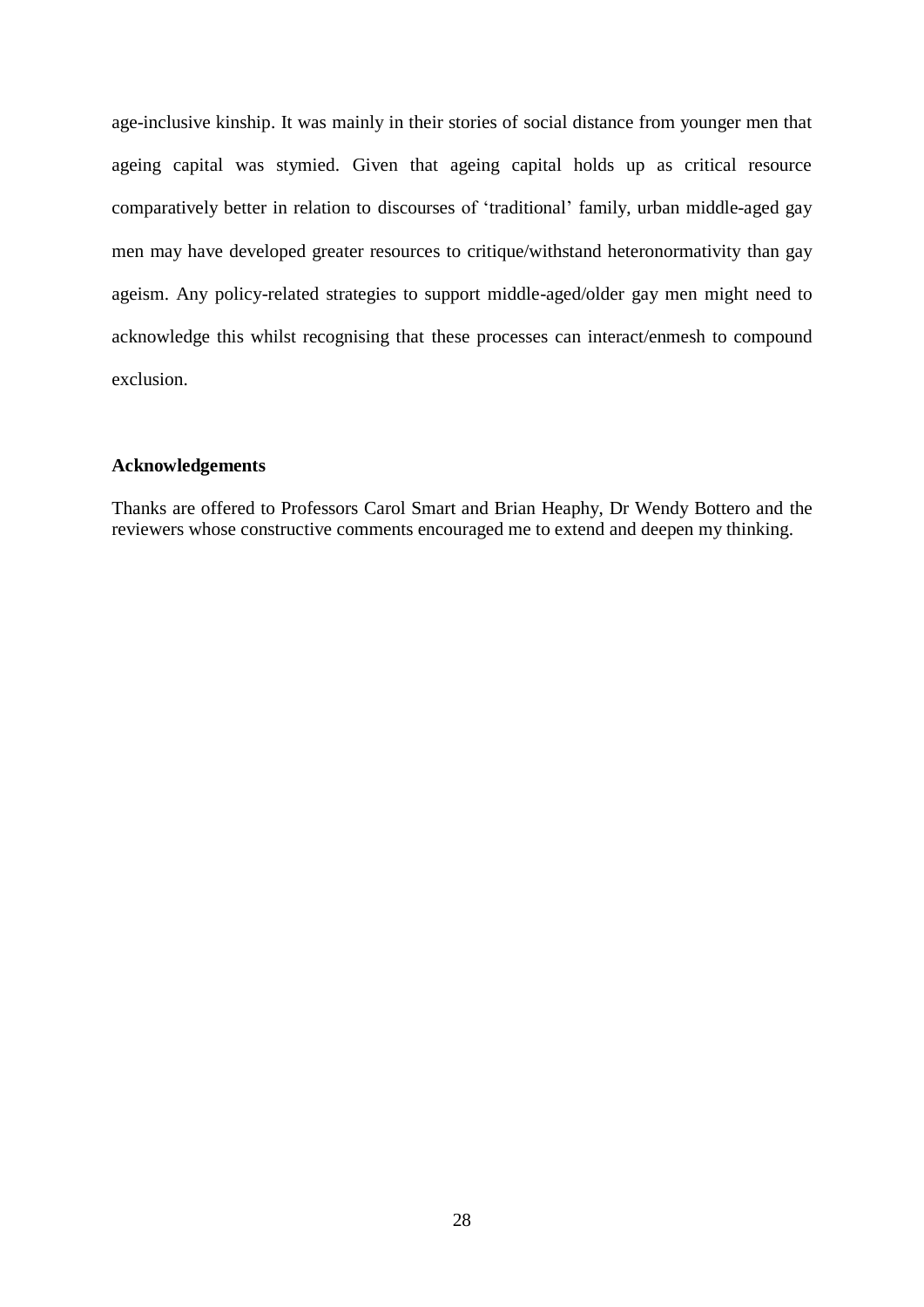age-inclusive kinship. It was mainly in their stories of social distance from younger men that ageing capital was stymied. Given that ageing capital holds up as critical resource comparatively better in relation to discourses of 'traditional' family, urban middle-aged gay men may have developed greater resources to critique/withstand heteronormativity than gay ageism. Any policy-related strategies to support middle-aged/older gay men might need to acknowledge this whilst recognising that these processes can interact/enmesh to compound exclusion.

**Acknowledgements**

Thanks are offered to Professors Carol Smart and Brian Heaphy, Dr Wendy Bottero and the reviewers whose constructive comments encouraged me to extend and deepen my thinking.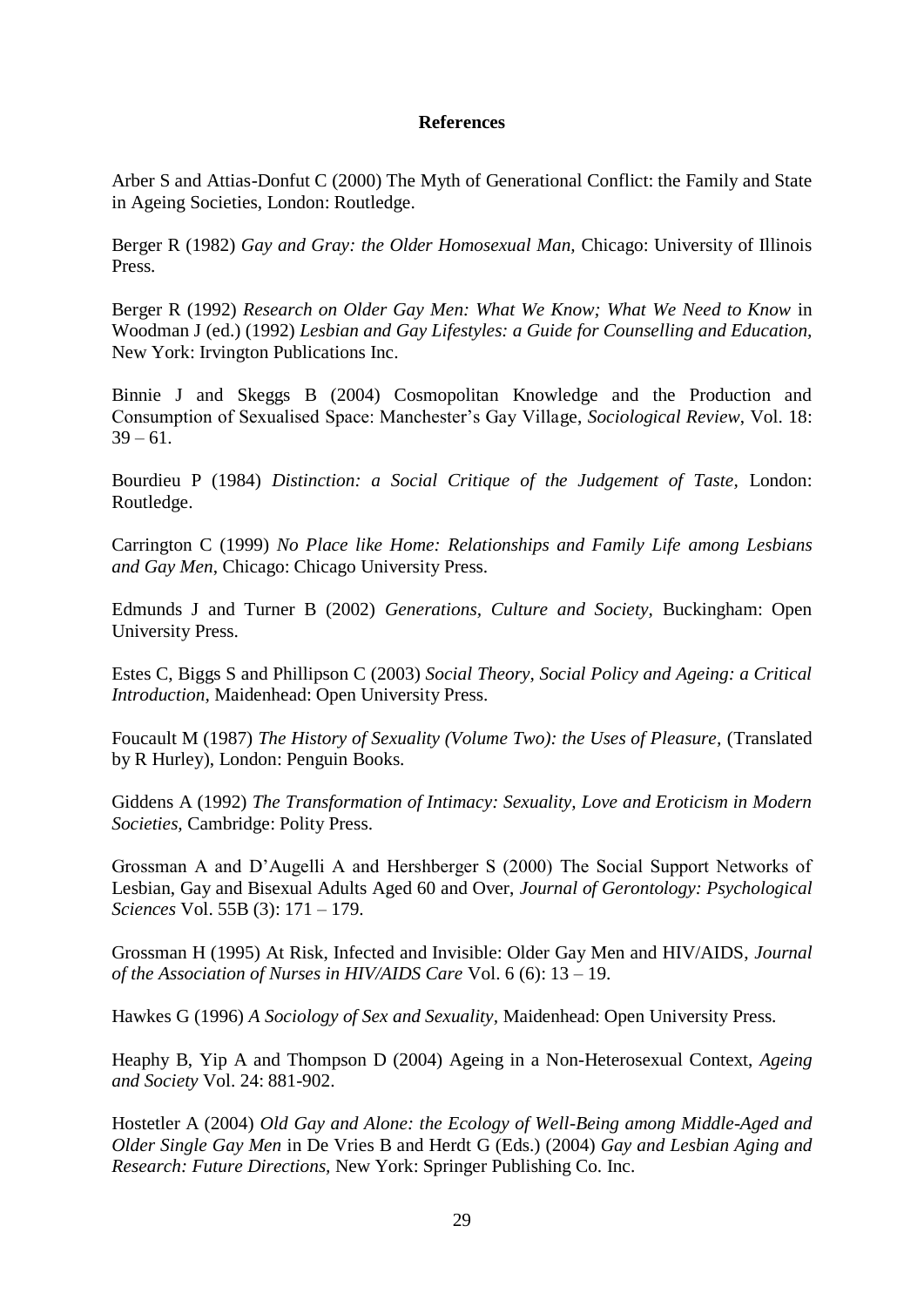**References**

Arber S and Attias-Donfut C (2000) The Myth of Generational Conflict: the Family and State in Ageing Societies, London: Routledge.

Berger R (1982) *Gay and Gray: the Older Homosexual Man*, Chicago: University of Illinois Press.

Berger R (1992) *Research on Older Gay Men: What We Know; What We Need to Know* in Woodman J (ed.) (1992) *Lesbian and Gay Lifestyles: a Guide for Counselling and Education*, New York: Irvington Publications Inc.

Binnie J and Skeggs B (2004) Cosmopolitan Knowledge and the Production and Consumption of Sexualised Space: Manchester's Gay Village, *Sociological Review*, Vol. 18: 39 – 61.

Bourdieu P (1984) *Distinction: a Social Critique of the Judgement of Taste*, London: Routledge.

Carrington C (1999) *No Place like Home: Relationships and Family Life among Lesbians and Gay Men*, Chicago: Chicago University Press.

Edmunds J and Turner B (2002) *Generations, Culture and Society*, Buckingham: Open University Press.

Estes C, Biggs S and Phillipson C (2003) *Social Theory, Social Policy and Ageing: a Critical Introduction*, Maidenhead: Open University Press.

Foucault M (1987) *The History of Sexuality (Volume Two): the Uses of Pleasure*, (Translated by R Hurley), London: Penguin Books.

Giddens A (1992) *The Transformation of Intimacy: Sexuality, Love and Eroticism in Modern Societies*, Cambridge: Polity Press.

Grossman A and D'Augelli A and Hershberger S (2000) The Social Support Networks of Lesbian, Gay and Bisexual Adults Aged 60 and Over, *Journal of Gerontology: Psychological Sciences* Vol. 55B (3): 171 – 179.

Grossman H (1995) At Risk, Infected and Invisible: Older Gay Men and HIV/AIDS, *Journal of the Association of Nurses in HIV/AIDS Care* Vol. 6 (6): 13 – 19.

Hawkes G (1996) *A Sociology of Sex and Sexuality*, Maidenhead: Open University Press.

Heaphy B, Yip A and Thompson D (2004) Ageing in a Non-Heterosexual Context, *Ageing and Society* Vol. 24: 881-902.

Hostetler A (2004) *Old Gay and Alone: the Ecology of Well-Being among Middle-Aged and Older Single Gay Men* in De Vries B and Herdt G (Eds.) (2004) *Gay and Lesbian Aging and Research: Future Directions*, New York: Springer Publishing Co. Inc.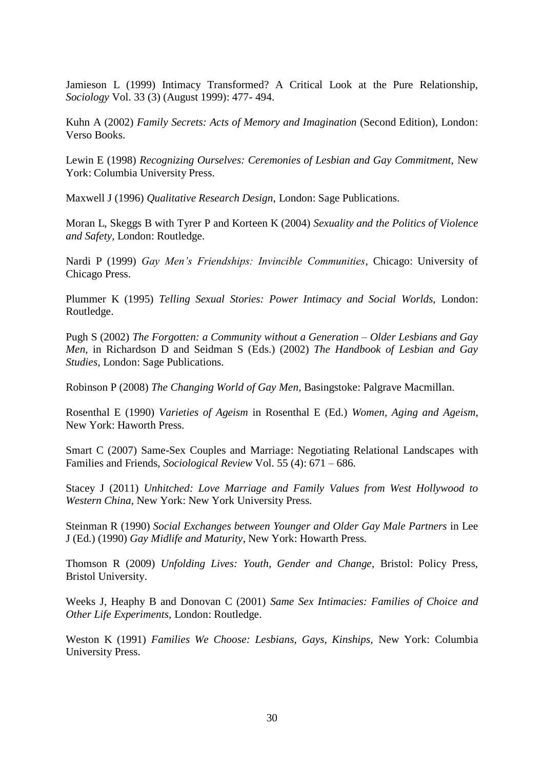Jamieson L (1999) Intimacy Transformed? A Critical Look at the Pure Relationship, *Sociology* Vol. 33 (3) (August 1999): 477- 494.

Kuhn A (2002) *Family Secrets: Acts of Memory and Imagination* (Second Edition), London: Verso Books.

Lewin E (1998) *Recognizing Ourselves: Ceremonies of Lesbian and Gay Commitment,* New York: Columbia University Press.

Maxwell J (1996) *Qualitative Research Design,* London: Sage Publications.

Moran L, Skeggs B with Tyrer P and Korteen K (2004) *Sexuality and the Politics of Violence and Safety,* London: Routledge.

Nardi P (1999) *Gay Men's Friendships: Invincible Communities*, Chicago: University of Chicago Press.

Plummer K (1995) *Telling Sexual Stories: Power Intimacy and Social Worlds,* London: Routledge.

Pugh S (2002) *The Forgotten: a Community without a Generation – Older Lesbians and Gay Men,* in Richardson D and Seidman S (Eds.) (2002) *The Handbook of Lesbian and Gay Studies,* London: Sage Publications.

Robinson P (2008) *The Changing World of Gay Men,* Basingstoke: Palgrave Macmillan.

Rosenthal E (1990) *Varieties of Ageism* in Rosenthal E (Ed.) *Women, Aging and Ageism,* New York: Haworth Press.

Smart C (2007) Same-Sex Couples and Marriage: Negotiating Relational Landscapes with Families and Friends, *Sociological Review* Vol. 55 (4): 671 – 686.

Stacey J (2011) *Unhitched: Love Marriage and Family Values from West Hollywood to Western China,* New York: New York University Press.

Steinman R (1990) *Social Exchanges between Younger and Older Gay Male Partners* in Lee J (Ed.) (1990) *Gay Midlife and Maturity*, New York: Howarth Press.

Thomson R (2009) *Unfolding Lives: Youth, Gender and Change,* Bristol: Policy Press, Bristol University.

Weeks J, Heaphy B and Donovan C (2001) *Same Sex Intimacies: Families of Choice and Other Life Experiments,* London: Routledge.

Weston K (1991) *Families We Choose: Lesbians, Gays, Kinships,* New York: Columbia University Press.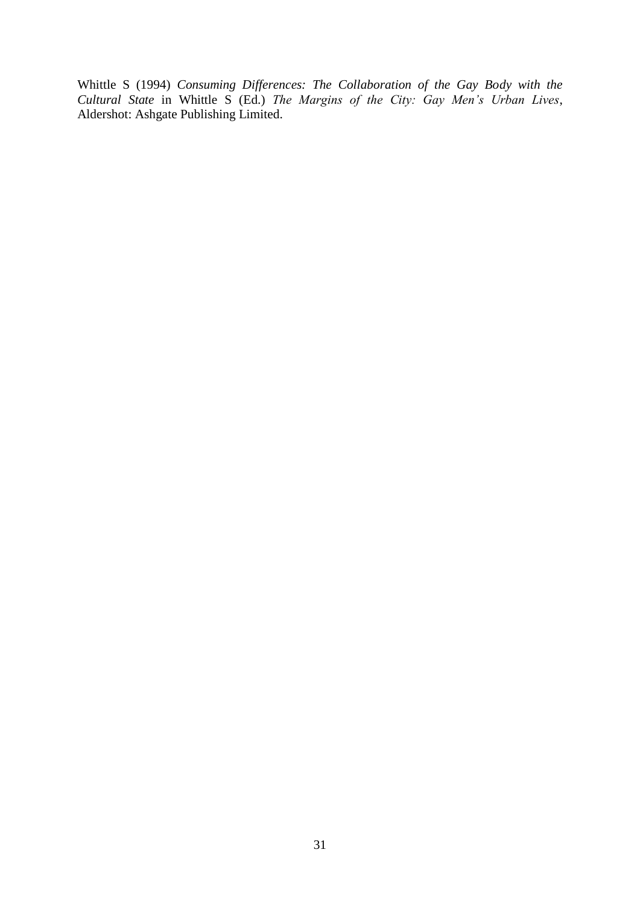Whittle S (1994) *Consuming Differences: The Collaboration of the Gay Body with the Cultural State* in Whittle S (Ed.) *The Margins of the City: Gay Men's Urban Lives*, Aldershot: Ashgate Publishing Limited.